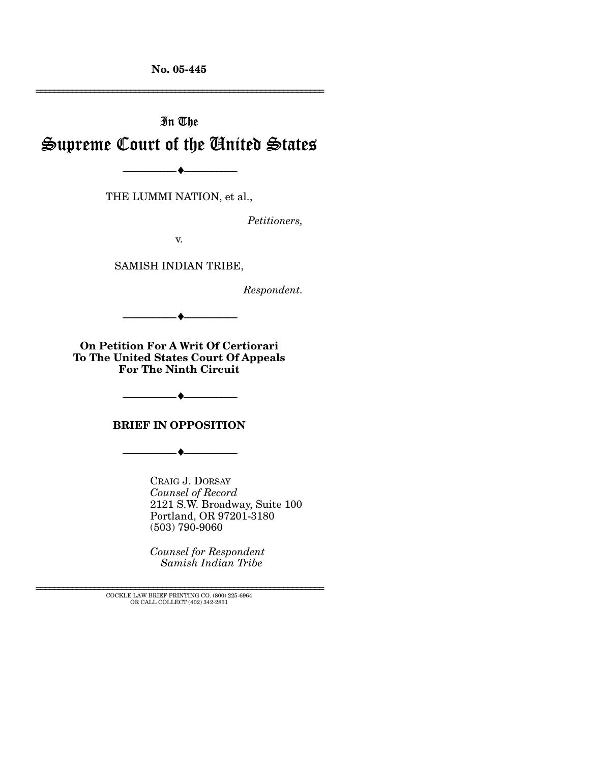No. 05-445

In The
# Supreme Court of the United States

---

THE LUMMI NATION, et al.,

*Petitioners,*

v.

SAMISH INDIAN TRIBE,

*Respondent.*

---

**On Petition For A Writ Of Certiorari To The United States Court Of Appeals For The Ninth Circuit**

---

**BRIEF IN OPPOSITION**

---

CRAIG J. DORSAY
*Counsel of Record*
2121 S.W. Broadway, Suite 100
Portland, OR 97201-3180
(503) 790-9060

*Counsel for Respondent Samish Indian Tribe*

COCKLE LAW BRIEF PRINTING CO. (800) 225-6964
OR CALL COLLECT (402) 342-2831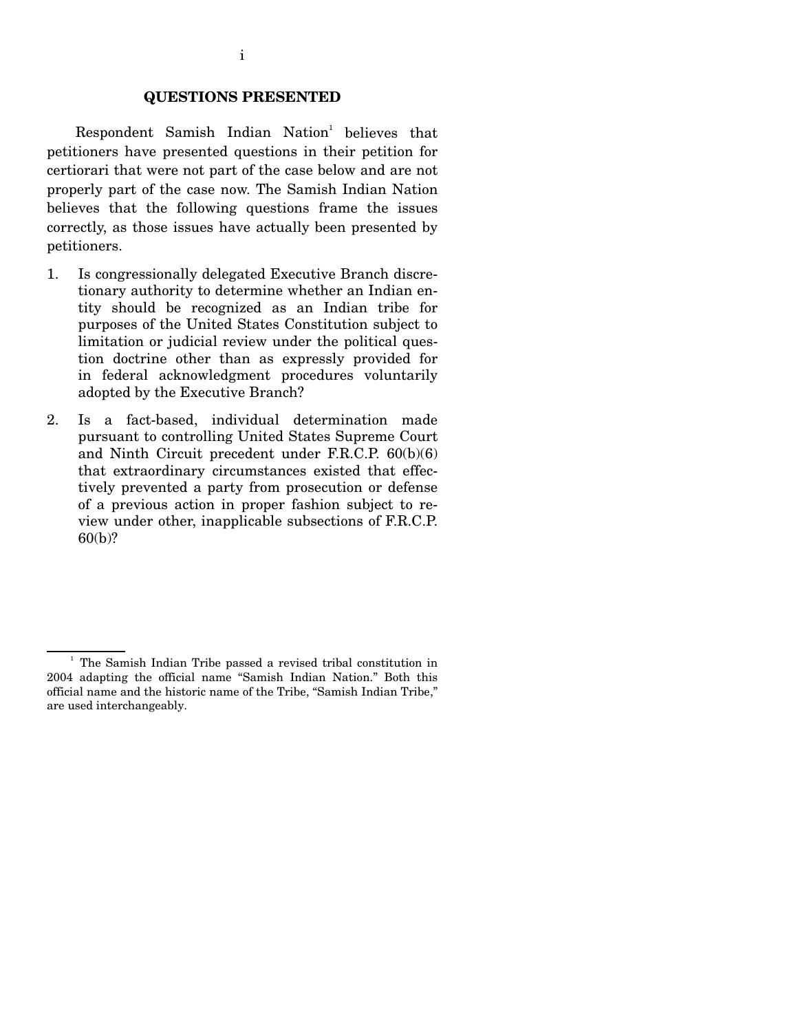## QUESTIONS PRESENTED

Respondent Samish Indian Nation[1] believes that petitioners have presented questions in their petition for certiorari that were not part of the case below and are not properly part of the case now. The Samish Indian Nation believes that the following questions frame the issues correctly, as those issues have actually been presented by petitioners.

1. Is congressionally delegated Executive Branch discretionary authority to determine whether an Indian entity should be recognized as an Indian tribe for purposes of the United States Constitution subject to limitation or judicial review under the political question doctrine other than as expressly provided for in federal acknowledgment procedures voluntarily adopted by the Executive Branch?

2. Is a fact-based, individual determination made pursuant to controlling United States Supreme Court and Ninth Circuit precedent under F.R.C.P. 60(b)(6) that extraordinary circumstances existed that effectively prevented a party from prosecution or defense of a previous action in proper fashion subject to review under other, inapplicable subsections of F.R.C.P. 60(b)?

---

[1] The Samish Indian Tribe passed a revised tribal constitution in 2004 adapting the official name "Samish Indian Nation." Both this official name and the historic name of the Tribe, "Samish Indian Tribe," are used interchangeably.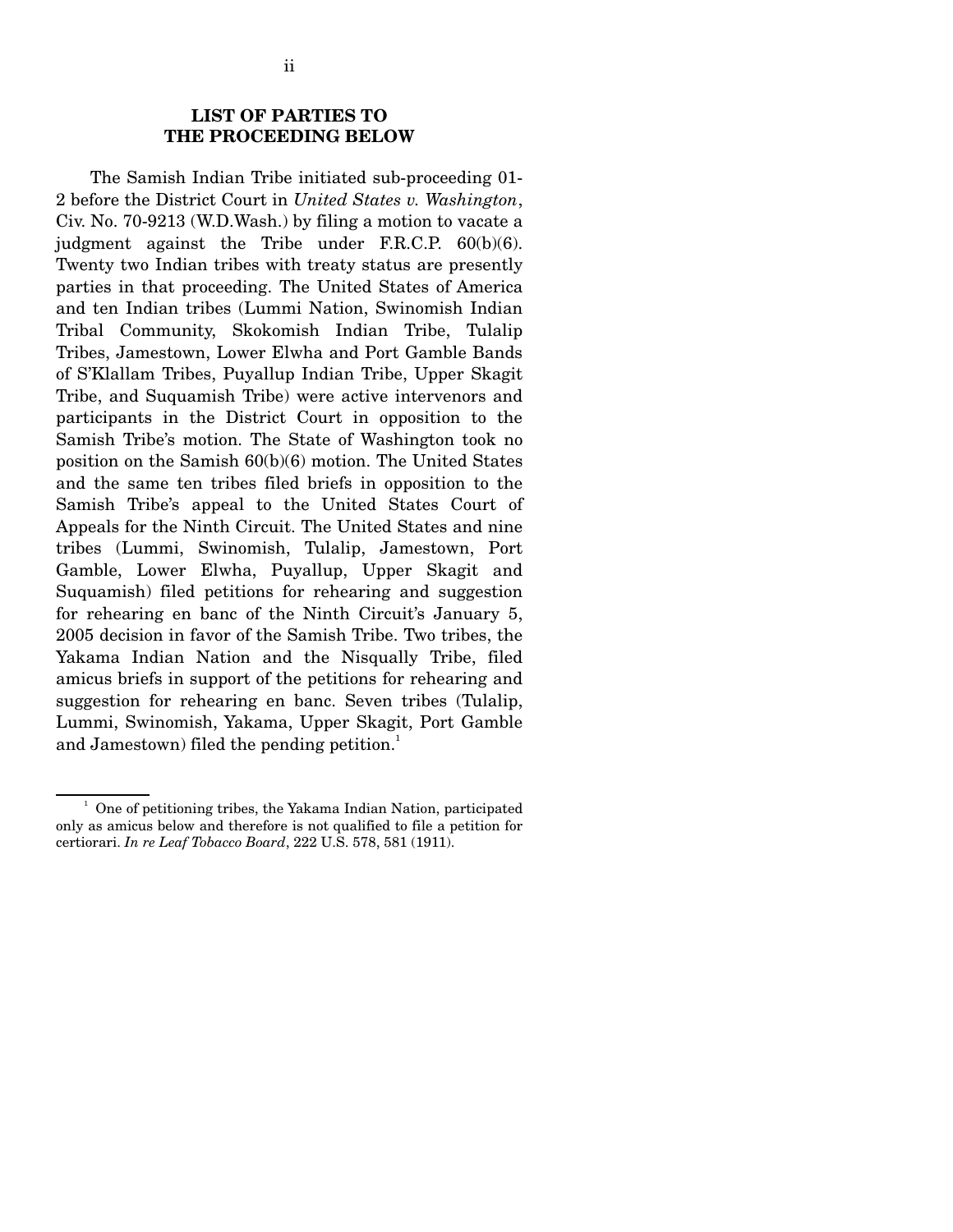## LIST OF PARTIES TO THE PROCEEDING BELOW

The Samish Indian Tribe initiated sub-proceeding 01-2 before the District Court in *United States v. Washington*, Civ. No. 70-9213 (W.D.Wash.) by filing a motion to vacate a judgment against the Tribe under F.R.C.P. 60(b)(6). Twenty two Indian tribes with treaty status are presently parties in that proceeding. The United States of America and ten Indian tribes (Lummi Nation, Swinomish Indian Tribal Community, Skokomish Indian Tribe, Tulalip Tribes, Jamestown, Lower Elwha and Port Gamble Bands of S'Klallam Tribes, Puyallup Indian Tribe, Upper Skagit Tribe, and Suquamish Tribe) were active intervenors and participants in the District Court in opposition to the Samish Tribe's motion. The State of Washington took no position on the Samish 60(b)(6) motion. The United States and the same ten tribes filed briefs in opposition to the Samish Tribe's appeal to the United States Court of Appeals for the Ninth Circuit. The United States and nine tribes (Lummi, Swinomish, Tulalip, Jamestown, Port Gamble, Lower Elwha, Puyallup, Upper Skagit and Suquamish) filed petitions for rehearing and suggestion for rehearing en banc of the Ninth Circuit's January 5, 2005 decision in favor of the Samish Tribe. Two tribes, the Yakama Indian Nation and the Nisqually Tribe, filed amicus briefs in support of the petitions for rehearing and suggestion for rehearing en banc. Seven tribes (Tulalip, Lummi, Swinomish, Yakama, Upper Skagit, Port Gamble and Jamestown) filed the pending petition.[1]

[1] One of petitioning tribes, the Yakama Indian Nation, participated only as amicus below and therefore is not qualified to file a petition for certiorari. *In re Leaf Tobacco Board*, 222 U.S. 578, 581 (1911).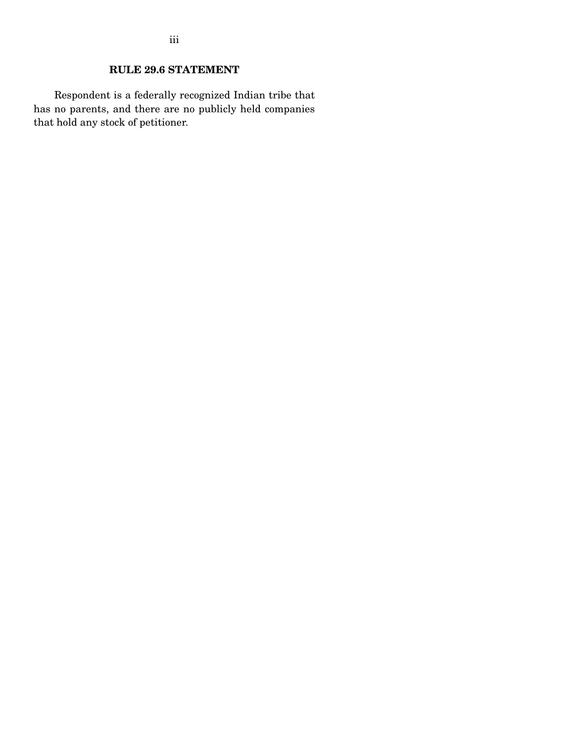## RULE 29.6 STATEMENT

Respondent is a federally recognized Indian tribe that has no parents, and there are no publicly held companies that hold any stock of petitioner.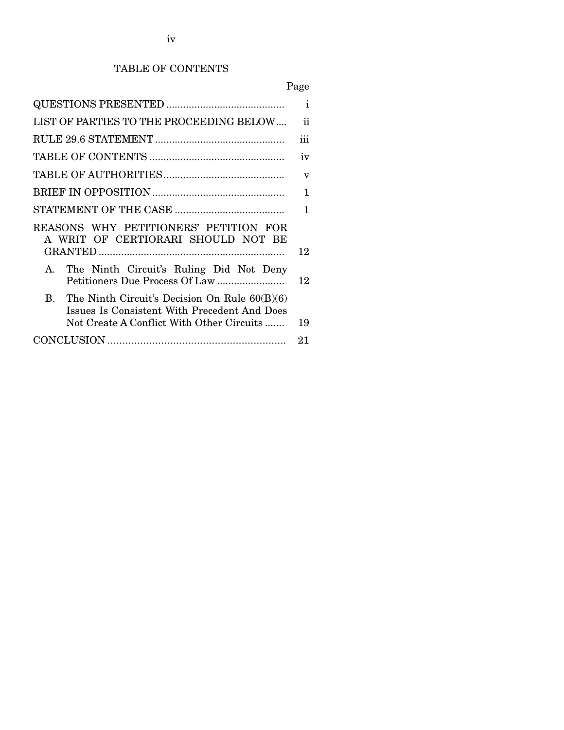# TABLE OF CONTENTS

| | Page |
|---|---|
| QUESTIONS PRESENTED | i |
| LIST OF PARTIES TO THE PROCEEDING BELOW | ii |
| RULE 29.6 STATEMENT | iii |
| TABLE OF CONTENTS | iv |
| TABLE OF AUTHORITIES | v |
| BRIEF IN OPPOSITION | 1 |
| STATEMENT OF THE CASE | 1 |
| REASONS WHY PETITIONERS' PETITION FOR A WRIT OF CERTIORARI SHOULD NOT BE GRANTED | 12 |
| A. The Ninth Circuit's Ruling Did Not Deny Petitioners Due Process Of Law | 12 |
| B. The Ninth Circuit's Decision On Rule 60(B)(6) Issues Is Consistent With Precedent And Does Not Create A Conflict With Other Circuits | 19 |
| CONCLUSION | 21 |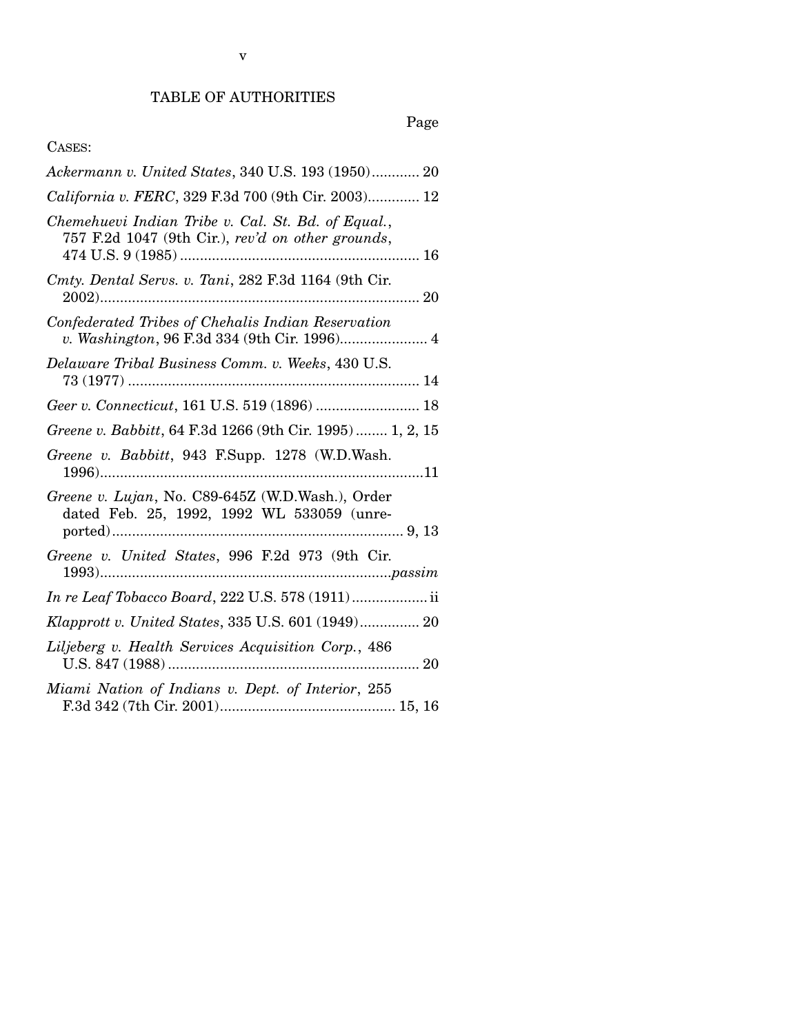# TABLE OF AUTHORITIES

Page

CASES:

*Ackermann v. United States*, 340 U.S. 193 (1950)............ 20

*California v. FERC*, 329 F.3d 700 (9th Cir. 2003)............. 12

*Chemehuevi Indian Tribe v. Cal. St. Bd. of Equal.*, 757 F.2d 1047 (9th Cir.), *rev'd on other grounds*, 474 U.S. 9 (1985) ............................................................ 16

*Cmty. Dental Servs. v. Tani*, 282 F.3d 1164 (9th Cir. 2002)................................................................................ 20

*Confederated Tribes of Chehalis Indian Reservation v. Washington*, 96 F.3d 334 (9th Cir. 1996)...................... 4

*Delaware Tribal Business Comm. v. Weeks*, 430 U.S. 73 (1977) .......................................................................... 14

*Geer v. Connecticut*, 161 U.S. 519 (1896) .......................... 18

*Greene v. Babbitt*, 64 F.3d 1266 (9th Cir. 1995) ........ 1, 2, 15

*Greene v. Babbitt*, 943 F.Supp. 1278 (W.D.Wash. 1996).................................................................................11

*Greene v. Lujan*, No. C89-645Z (W.D.Wash.), Order dated Feb. 25, 1992, 1992 WL 533059 (unreported)......................................................................... 9, 13

*Greene v. United States*, 996 F.2d 973 (9th Cir. 1993).........................................................................*passim*

*In re Leaf Tobacco Board*, 222 U.S. 578 (1911)................... ii

*Klapprott v. United States*, 335 U.S. 601 (1949)............... 20

*Liljeberg v. Health Services Acquisition Corp.*, 486 U.S. 847 (1988) ............................................................... 20

*Miami Nation of Indians v. Dept. of Interior*, 255 F.3d 342 (7th Cir. 2001)............................................ 15, 16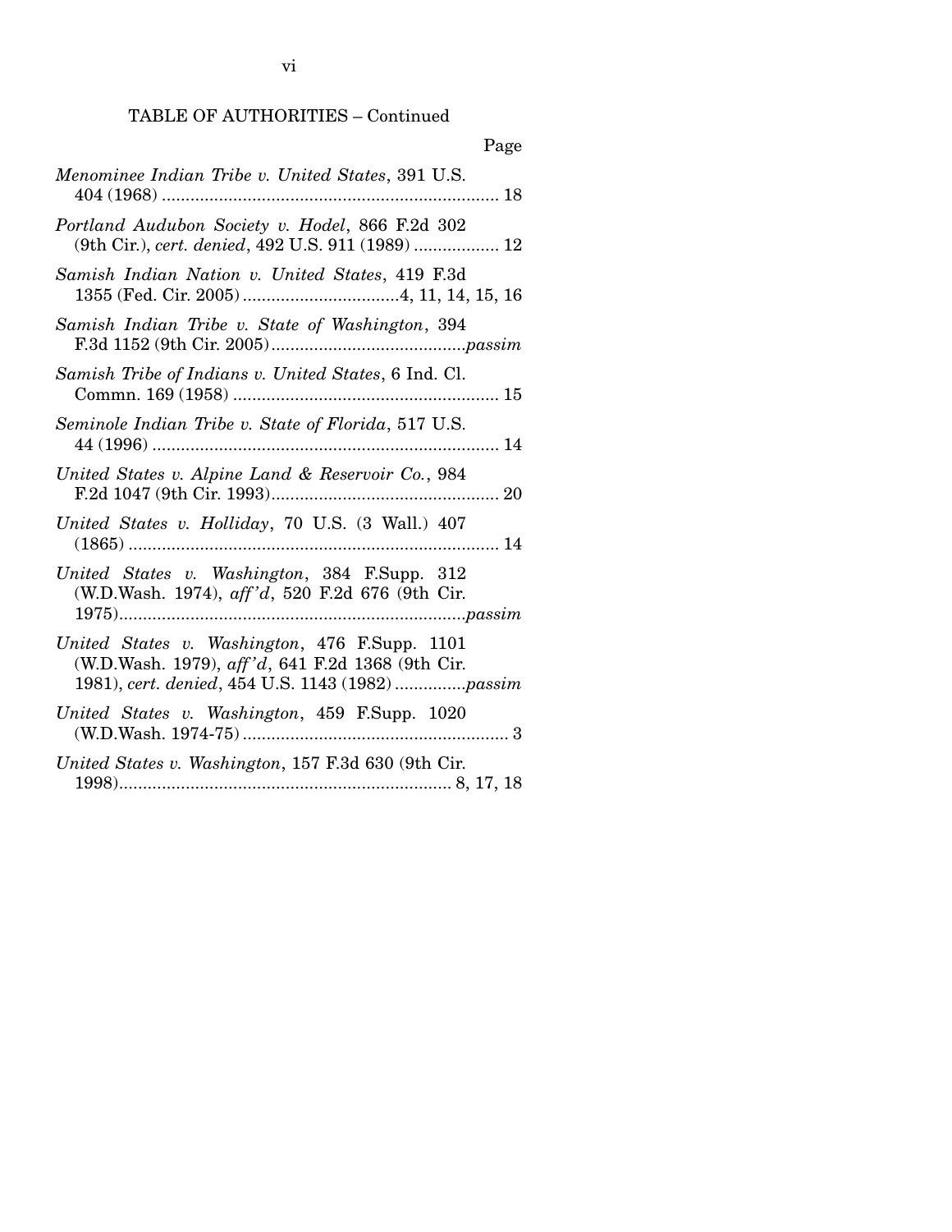TABLE OF AUTHORITIES – Continued

Page

*Menominee Indian Tribe v. United States*, 391 U.S. 404 (1968) .................................................................... 18

*Portland Audubon Society v. Hodel*, 866 F.2d 302 (9th Cir.), *cert. denied*, 492 U.S. 911 (1989) .................. 12

*Samish Indian Nation v. United States*, 419 F.3d 1355 (Fed. Cir. 2005) ................................4, 11, 14, 15, 16

*Samish Indian Tribe v. State of Washington*, 394 F.3d 1152 (9th Cir. 2005).........................................*passim*

*Samish Tribe of Indians v. United States*, 6 Ind. Cl. Commn. 169 (1958) ........................................................ 15

*Seminole Indian Tribe v. State of Florida*, 517 U.S. 44 (1996) ......................................................................... 14

*United States v. Alpine Land & Reservoir Co.*, 984 F.2d 1047 (9th Cir. 1993)................................................ 20

*United States v. Holliday*, 70 U.S. (3 Wall.) 407 (1865) .............................................................................. 14

*United States v. Washington*, 384 F.Supp. 312 (W.D.Wash. 1974), *aff'd*, 520 F.2d 676 (9th Cir. 1975)........................................................................*passim*

*United States v. Washington*, 476 F.Supp. 1101 (W.D.Wash. 1979), *aff'd*, 641 F.2d 1368 (9th Cir. 1981), *cert. denied*, 454 U.S. 1143 (1982) ...............*passim*

*United States v. Washington*, 459 F.Supp. 1020 (W.D.Wash. 1974-75) ....................................................... 3

*United States v. Washington*, 157 F.3d 630 (9th Cir. 1998)..................................................................... 8, 17, 18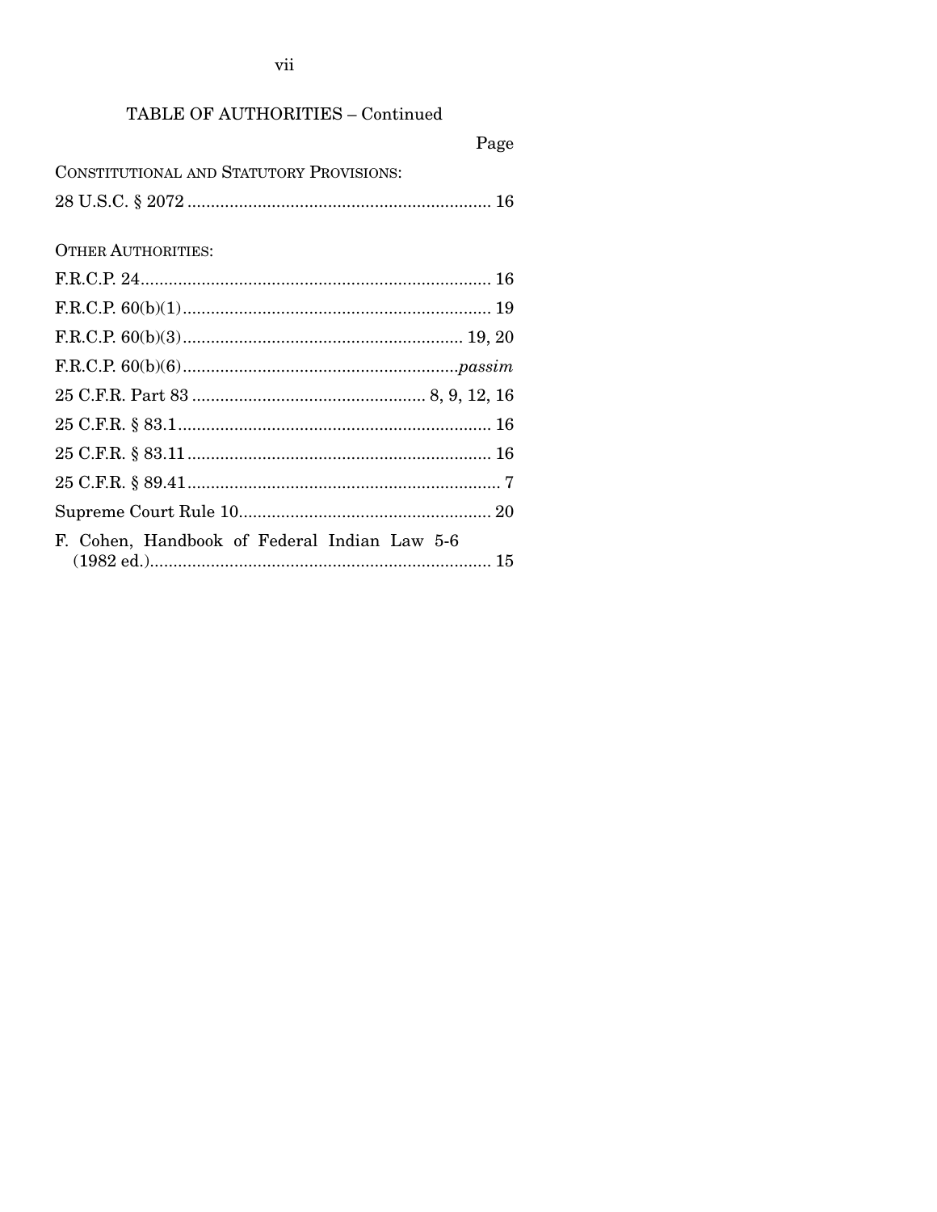## TABLE OF AUTHORITIES – Continued

| | Page |
|---|---|
| CONSTITUTIONAL AND STATUTORY PROVISIONS: | |
| 28 U.S.C. § 2072 | 16 |
| OTHER AUTHORITIES: | |
| F.R.C.P. 24 | 16 |
| F.R.C.P. 60(b)(1) | 19 |
| F.R.C.P. 60(b)(3) | 19, 20 |
| F.R.C.P. 60(b)(6) | *passim* |
| 25 C.F.R. Part 83 | 8, 9, 12, 16 |
| 25 C.F.R. § 83.1 | 16 |
| 25 C.F.R. § 83.11 | 16 |
| 25 C.F.R. § 89.41 | 7 |
| Supreme Court Rule 10 | 20 |
| F. Cohen, Handbook of Federal Indian Law 5-6 (1982 ed.) | 15 |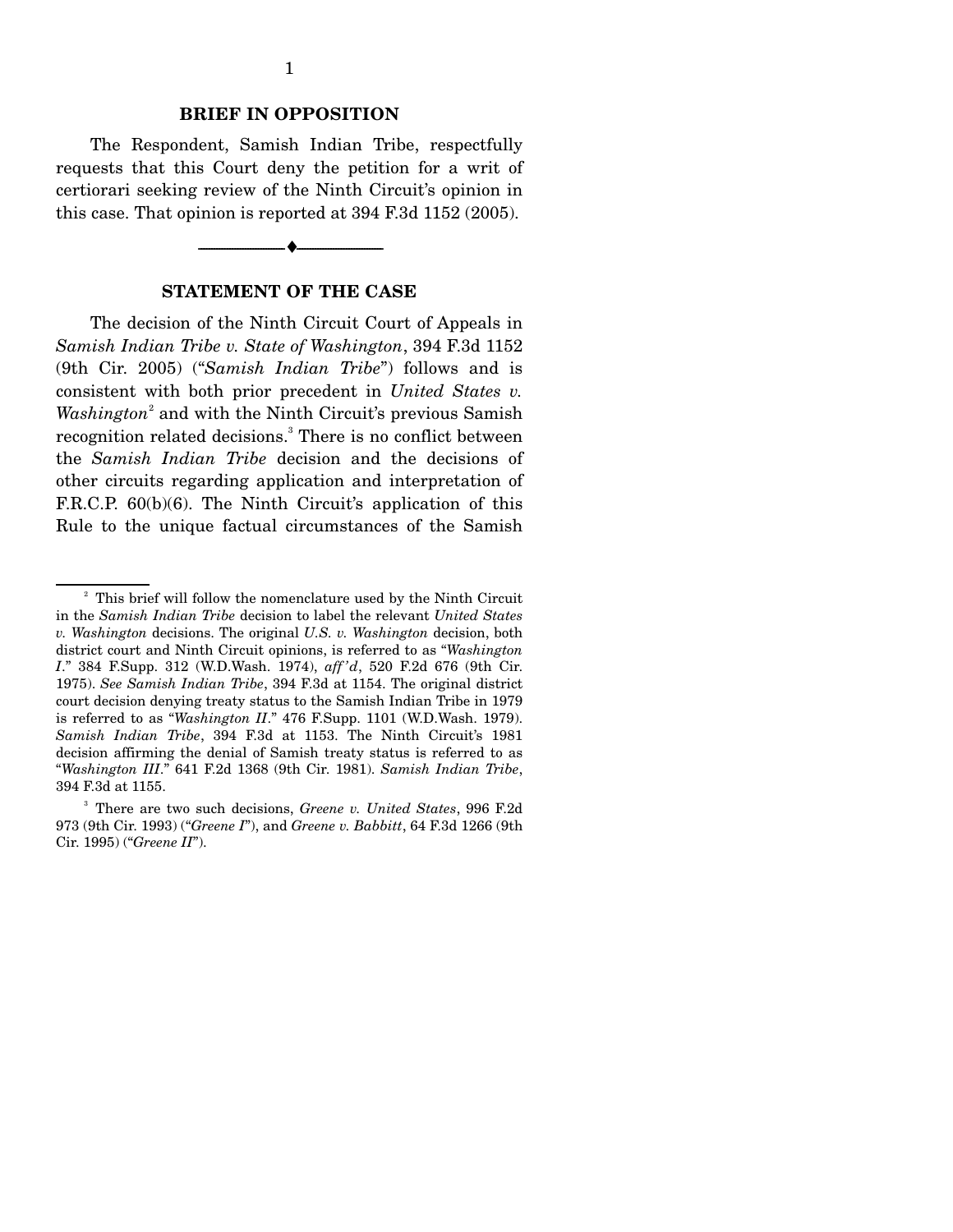## BRIEF IN OPPOSITION

The Respondent, Samish Indian Tribe, respectfully requests that this Court deny the petition for a writ of certiorari seeking review of the Ninth Circuit's opinion in this case. That opinion is reported at 394 F.3d 1152 (2005).

---

## STATEMENT OF THE CASE

The decision of the Ninth Circuit Court of Appeals in *Samish Indian Tribe v. State of Washington*, 394 F.3d 1152 (9th Cir. 2005) ("*Samish Indian Tribe*") follows and is consistent with both prior precedent in *United States v. Washington*[2] and with the Ninth Circuit's previous Samish recognition related decisions.[3] There is no conflict between the *Samish Indian Tribe* decision and the decisions of other circuits regarding application and interpretation of F.R.C.P. 60(b)(6). The Ninth Circuit's application of this Rule to the unique factual circumstances of the Samish

---

[2] This brief will follow the nomenclature used by the Ninth Circuit in the *Samish Indian Tribe* decision to label the relevant *United States v. Washington* decisions. The original *U.S. v. Washington* decision, both district court and Ninth Circuit opinions, is referred to as "*Washington I*." 384 F.Supp. 312 (W.D.Wash. 1974), *aff'd*, 520 F.2d 676 (9th Cir. 1975). *See Samish Indian Tribe*, 394 F.3d at 1154. The original district court decision denying treaty status to the Samish Indian Tribe in 1979 is referred to as "*Washington II*." 476 F.Supp. 1101 (W.D.Wash. 1979). *Samish Indian Tribe*, 394 F.3d at 1153. The Ninth Circuit's 1981 decision affirming the denial of Samish treaty status is referred to as "*Washington III*." 641 F.2d 1368 (9th Cir. 1981). *Samish Indian Tribe*, 394 F.3d at 1155.

[3] There are two such decisions, *Greene v. United States*, 996 F.2d 973 (9th Cir. 1993) ("*Greene I*"), and *Greene v. Babbitt*, 64 F.3d 1266 (9th Cir. 1995) ("*Greene II*").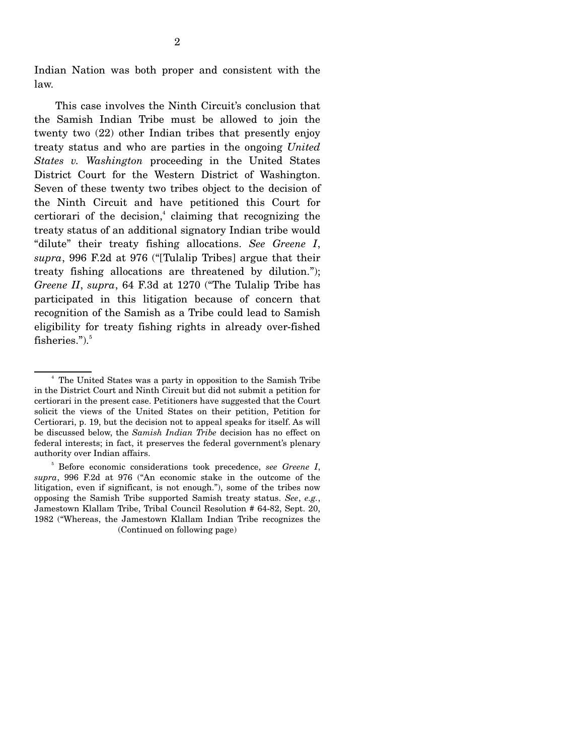Indian Nation was both proper and consistent with the law.

This case involves the Ninth Circuit's conclusion that the Samish Indian Tribe must be allowed to join the twenty two (22) other Indian tribes that presently enjoy treaty status and who are parties in the ongoing *United States v. Washington* proceeding in the United States District Court for the Western District of Washington. Seven of these twenty two tribes object to the decision of the Ninth Circuit and have petitioned this Court for certiorari of the decision,[4] claiming that recognizing the treaty status of an additional signatory Indian tribe would "dilute" their treaty fishing allocations. *See Greene I*, *supra*, 996 F.2d at 976 ("[Tulalip Tribes] argue that their treaty fishing allocations are threatened by dilution."); *Greene II*, *supra*, 64 F.3d at 1270 ("The Tulalip Tribe has participated in this litigation because of concern that recognition of the Samish as a Tribe could lead to Samish eligibility for treaty fishing rights in already over-fished fisheries.").[5]

---

[4] The United States was a party in opposition to the Samish Tribe in the District Court and Ninth Circuit but did not submit a petition for certiorari in the present case. Petitioners have suggested that the Court solicit the views of the United States on their petition, Petition for Certiorari, p. 19, but the decision not to appeal speaks for itself. As will be discussed below, the *Samish Indian Tribe* decision has no effect on federal interests; in fact, it preserves the federal government's plenary authority over Indian affairs.

[5] Before economic considerations took precedence, *see Greene I*, *supra*, 996 F.2d at 976 ("An economic stake in the outcome of the litigation, even if significant, is not enough."), some of the tribes now opposing the Samish Tribe supported Samish treaty status. *See*, *e.g.*, Jamestown Klallam Tribe, Tribal Council Resolution # 64-82, Sept. 20, 1982 ("Whereas, the Jamestown Klallam Indian Tribe recognizes the

(Continued on following page)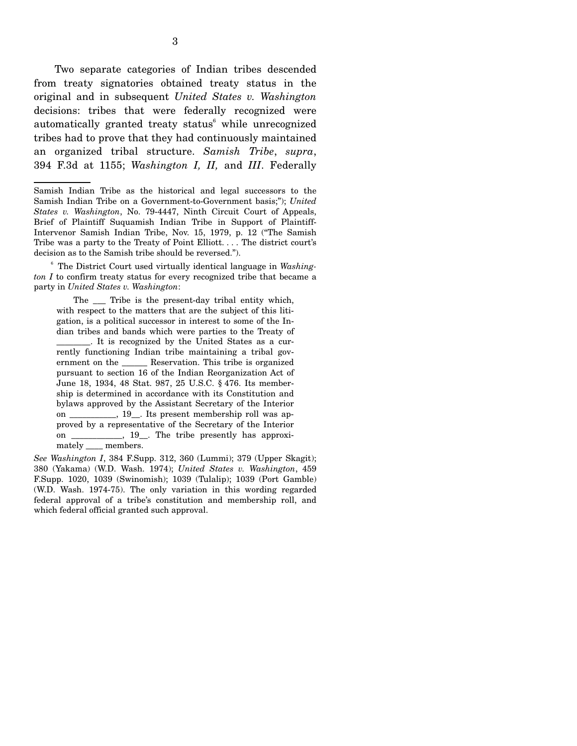Two separate categories of Indian tribes descended from treaty signatories obtained treaty status in the original and in subsequent *United States v. Washington* decisions: tribes that were federally recognized were automatically granted treaty status[6] while unrecognized tribes had to prove that they had continuously maintained an organized tribal structure. *Samish Tribe*, *supra*, 394 F.3d at 1155; *Washington I, II,* and *III*. Federally

---

Samish Indian Tribe as the historical and legal successors to the Samish Indian Tribe on a Government-to-Government basis;"); *United States v. Washington*, No. 79-4447, Ninth Circuit Court of Appeals, Brief of Plaintiff Suquamish Indian Tribe in Support of Plaintiff-Intervenor Samish Indian Tribe, Nov. 15, 1979, p. 12 ("The Samish Tribe was a party to the Treaty of Point Elliott. . . . The district court's decision as to the Samish tribe should be reversed.").

[6] The District Court used virtually identical language in *Washington I* to confirm treaty status for every recognized tribe that became a party in *United States v. Washington*:

> The ___ Tribe is the present-day tribal entity which, with respect to the matters that are the subject of this litigation, is a political successor in interest to some of the Indian tribes and bands which were parties to the Treaty of _______. It is recognized by the United States as a currently functioning Indian tribe maintaining a tribal government on the _____ Reservation. This tribe is organized pursuant to section 16 of the Indian Reorganization Act of June 18, 1934, 48 Stat. 987, 25 U.S.C. § 476. Its membership is determined in accordance with its Constitution and bylaws approved by the Assistant Secretary of the Interior on __________, 19__. Its present membership roll was approved by a representative of the Secretary of the Interior on ___________, 19__. The tribe presently has approximately ____ members.

*See Washington I*, 384 F.Supp. 312, 360 (Lummi); 379 (Upper Skagit); 380 (Yakama) (W.D. Wash. 1974); *United States v. Washington*, 459 F.Supp. 1020, 1039 (Swinomish); 1039 (Tulalip); 1039 (Port Gamble) (W.D. Wash. 1974-75). The only variation in this wording regarded federal approval of a tribe's constitution and membership roll, and which federal official granted such approval.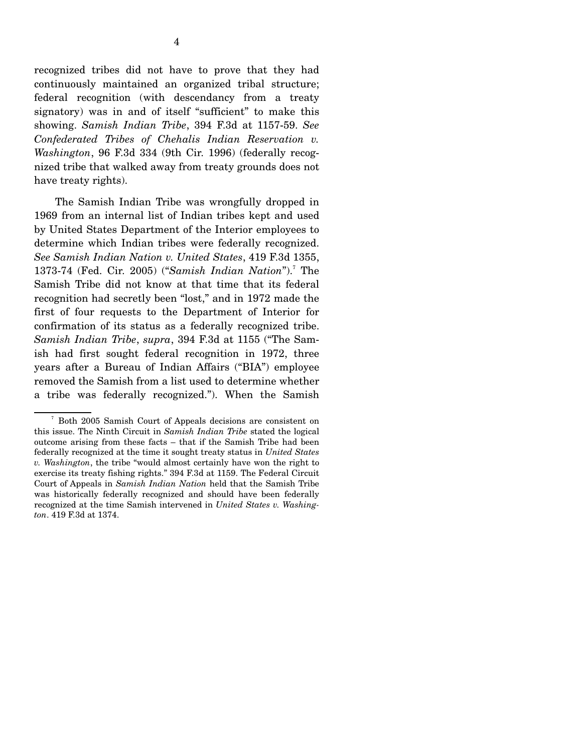recognized tribes did not have to prove that they had continuously maintained an organized tribal structure; federal recognition (with descendancy from a treaty signatory) was in and of itself "sufficient" to make this showing. *Samish Indian Tribe*, 394 F.3d at 1157-59. *See Confederated Tribes of Chehalis Indian Reservation v. Washington*, 96 F.3d 334 (9th Cir. 1996) (federally recognized tribe that walked away from treaty grounds does not have treaty rights).

The Samish Indian Tribe was wrongfully dropped in 1969 from an internal list of Indian tribes kept and used by United States Department of the Interior employees to determine which Indian tribes were federally recognized. *See Samish Indian Nation v. United States*, 419 F.3d 1355, 1373-74 (Fed. Cir. 2005) ("*Samish Indian Nation*").[7] The Samish Tribe did not know at that time that its federal recognition had secretly been "lost," and in 1972 made the first of four requests to the Department of Interior for confirmation of its status as a federally recognized tribe. *Samish Indian Tribe*, *supra*, 394 F.3d at 1155 ("The Samish had first sought federal recognition in 1972, three years after a Bureau of Indian Affairs ("BIA") employee removed the Samish from a list used to determine whether a tribe was federally recognized."). When the Samish

---

[7] Both 2005 Samish Court of Appeals decisions are consistent on this issue. The Ninth Circuit in *Samish Indian Tribe* stated the logical outcome arising from these facts – that if the Samish Tribe had been federally recognized at the time it sought treaty status in *United States v. Washington*, the tribe "would almost certainly have won the right to exercise its treaty fishing rights." 394 F.3d at 1159. The Federal Circuit Court of Appeals in *Samish Indian Nation* held that the Samish Tribe was historically federally recognized and should have been federally recognized at the time Samish intervened in *United States v. Washington*. 419 F.3d at 1374.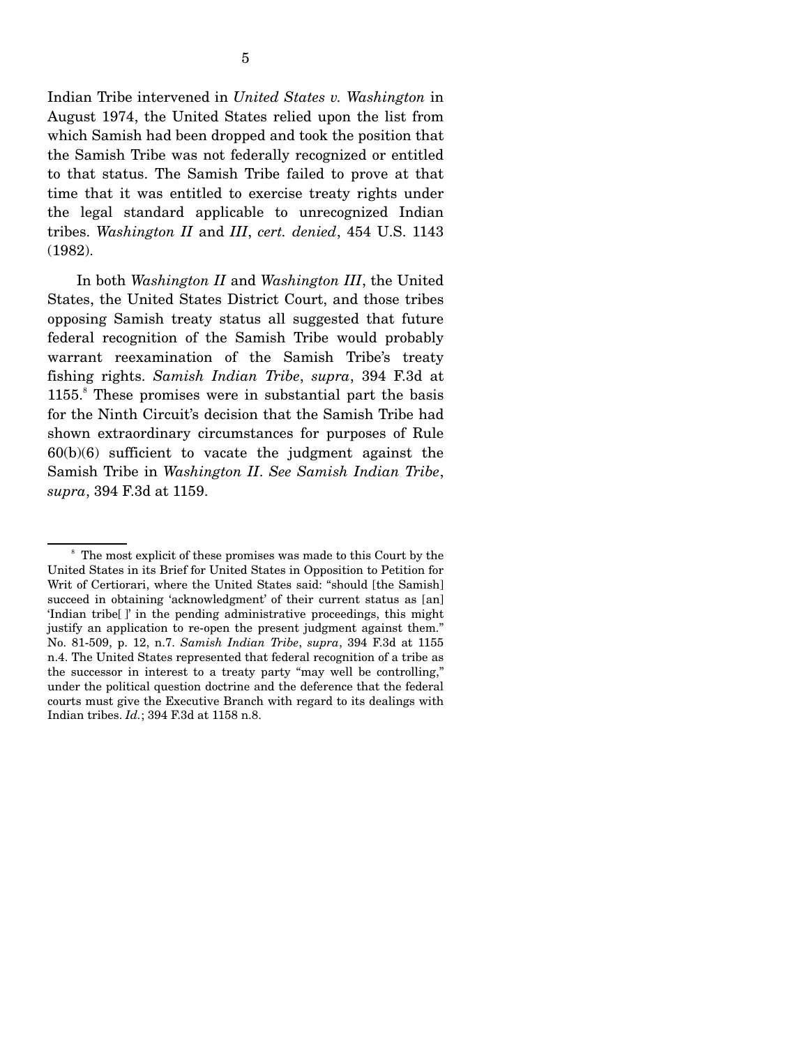Indian Tribe intervened in *United States v. Washington* in August 1974, the United States relied upon the list from which Samish had been dropped and took the position that the Samish Tribe was not federally recognized or entitled to that status. The Samish Tribe failed to prove at that time that it was entitled to exercise treaty rights under the legal standard applicable to unrecognized Indian tribes. *Washington II* and *III*, *cert. denied*, 454 U.S. 1143 (1982).

In both *Washington II* and *Washington III*, the United States, the United States District Court, and those tribes opposing Samish treaty status all suggested that future federal recognition of the Samish Tribe would probably warrant reexamination of the Samish Tribe's treaty fishing rights. *Samish Indian Tribe*, *supra*, 394 F.3d at 1155.[8] These promises were in substantial part the basis for the Ninth Circuit's decision that the Samish Tribe had shown extraordinary circumstances for purposes of Rule 60(b)(6) sufficient to vacate the judgment against the Samish Tribe in *Washington II*. *See Samish Indian Tribe*, *supra*, 394 F.3d at 1159.

---

[8] The most explicit of these promises was made to this Court by the United States in its Brief for United States in Opposition to Petition for Writ of Certiorari, where the United States said: "should [the Samish] succeed in obtaining 'acknowledgment' of their current status as [an] 'Indian tribe[ ]' in the pending administrative proceedings, this might justify an application to re-open the present judgment against them." No. 81-509, p. 12, n.7. *Samish Indian Tribe*, *supra*, 394 F.3d at 1155 n.4. The United States represented that federal recognition of a tribe as the successor in interest to a treaty party "may well be controlling," under the political question doctrine and the deference that the federal courts must give the Executive Branch with regard to its dealings with Indian tribes. *Id.*; 394 F.3d at 1158 n.8.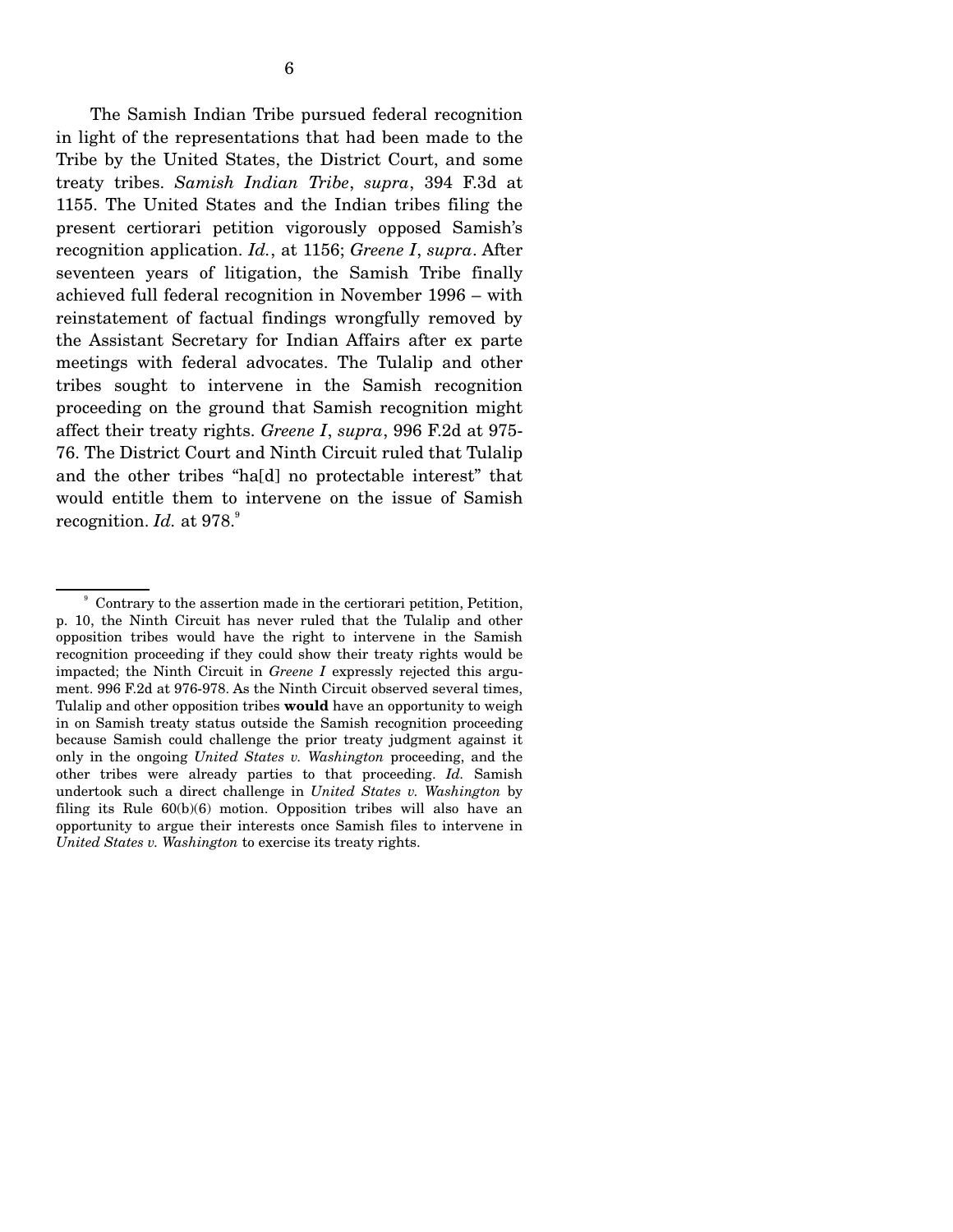The Samish Indian Tribe pursued federal recognition in light of the representations that had been made to the Tribe by the United States, the District Court, and some treaty tribes. *Samish Indian Tribe*, *supra*, 394 F.3d at 1155. The United States and the Indian tribes filing the present certiorari petition vigorously opposed Samish's recognition application. *Id.*, at 1156; *Greene I*, *supra*. After seventeen years of litigation, the Samish Tribe finally achieved full federal recognition in November 1996 – with reinstatement of factual findings wrongfully removed by the Assistant Secretary for Indian Affairs after ex parte meetings with federal advocates. The Tulalip and other tribes sought to intervene in the Samish recognition proceeding on the ground that Samish recognition might affect their treaty rights. *Greene I*, *supra*, 996 F.2d at 975-76. The District Court and Ninth Circuit ruled that Tulalip and the other tribes "ha[d] no protectable interest" that would entitle them to intervene on the issue of Samish recognition. *Id.* at 978.[9]

---

[9] Contrary to the assertion made in the certiorari petition, Petition, p. 10, the Ninth Circuit has never ruled that the Tulalip and other opposition tribes would have the right to intervene in the Samish recognition proceeding if they could show their treaty rights would be impacted; the Ninth Circuit in *Greene I* expressly rejected this argument. 996 F.2d at 976-978. As the Ninth Circuit observed several times, Tulalip and other opposition tribes **would** have an opportunity to weigh in on Samish treaty status outside the Samish recognition proceeding because Samish could challenge the prior treaty judgment against it only in the ongoing *United States v. Washington* proceeding, and the other tribes were already parties to that proceeding. *Id.* Samish undertook such a direct challenge in *United States v. Washington* by filing its Rule 60(b)(6) motion. Opposition tribes will also have an opportunity to argue their interests once Samish files to intervene in *United States v. Washington* to exercise its treaty rights.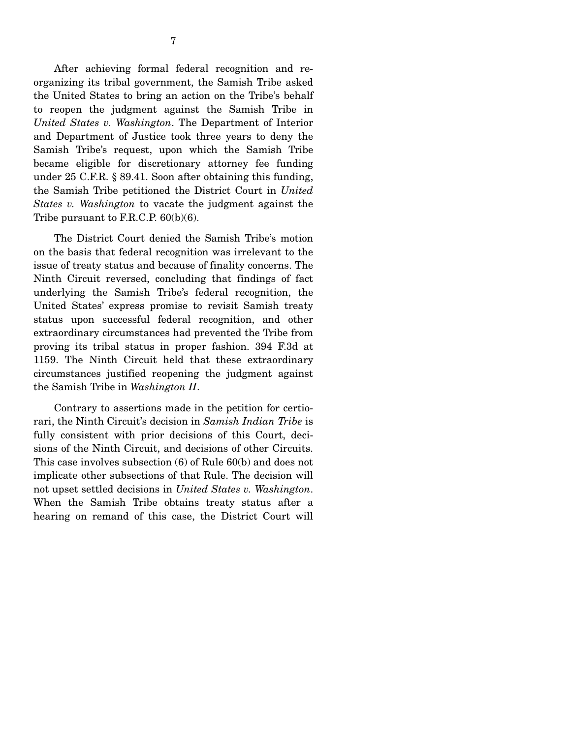After achieving formal federal recognition and reorganizing its tribal government, the Samish Tribe asked the United States to bring an action on the Tribe's behalf to reopen the judgment against the Samish Tribe in *United States v. Washington*. The Department of Interior and Department of Justice took three years to deny the Samish Tribe's request, upon which the Samish Tribe became eligible for discretionary attorney fee funding under 25 C.F.R. § 89.41. Soon after obtaining this funding, the Samish Tribe petitioned the District Court in *United States v. Washington* to vacate the judgment against the Tribe pursuant to F.R.C.P. 60(b)(6).

The District Court denied the Samish Tribe's motion on the basis that federal recognition was irrelevant to the issue of treaty status and because of finality concerns. The Ninth Circuit reversed, concluding that findings of fact underlying the Samish Tribe's federal recognition, the United States' express promise to revisit Samish treaty status upon successful federal recognition, and other extraordinary circumstances had prevented the Tribe from proving its tribal status in proper fashion. 394 F.3d at 1159. The Ninth Circuit held that these extraordinary circumstances justified reopening the judgment against the Samish Tribe in *Washington II*.

Contrary to assertions made in the petition for certiorari, the Ninth Circuit's decision in *Samish Indian Tribe* is fully consistent with prior decisions of this Court, decisions of the Ninth Circuit, and decisions of other Circuits. This case involves subsection (6) of Rule 60(b) and does not implicate other subsections of that Rule. The decision will not upset settled decisions in *United States v. Washington*. When the Samish Tribe obtains treaty status after a hearing on remand of this case, the District Court will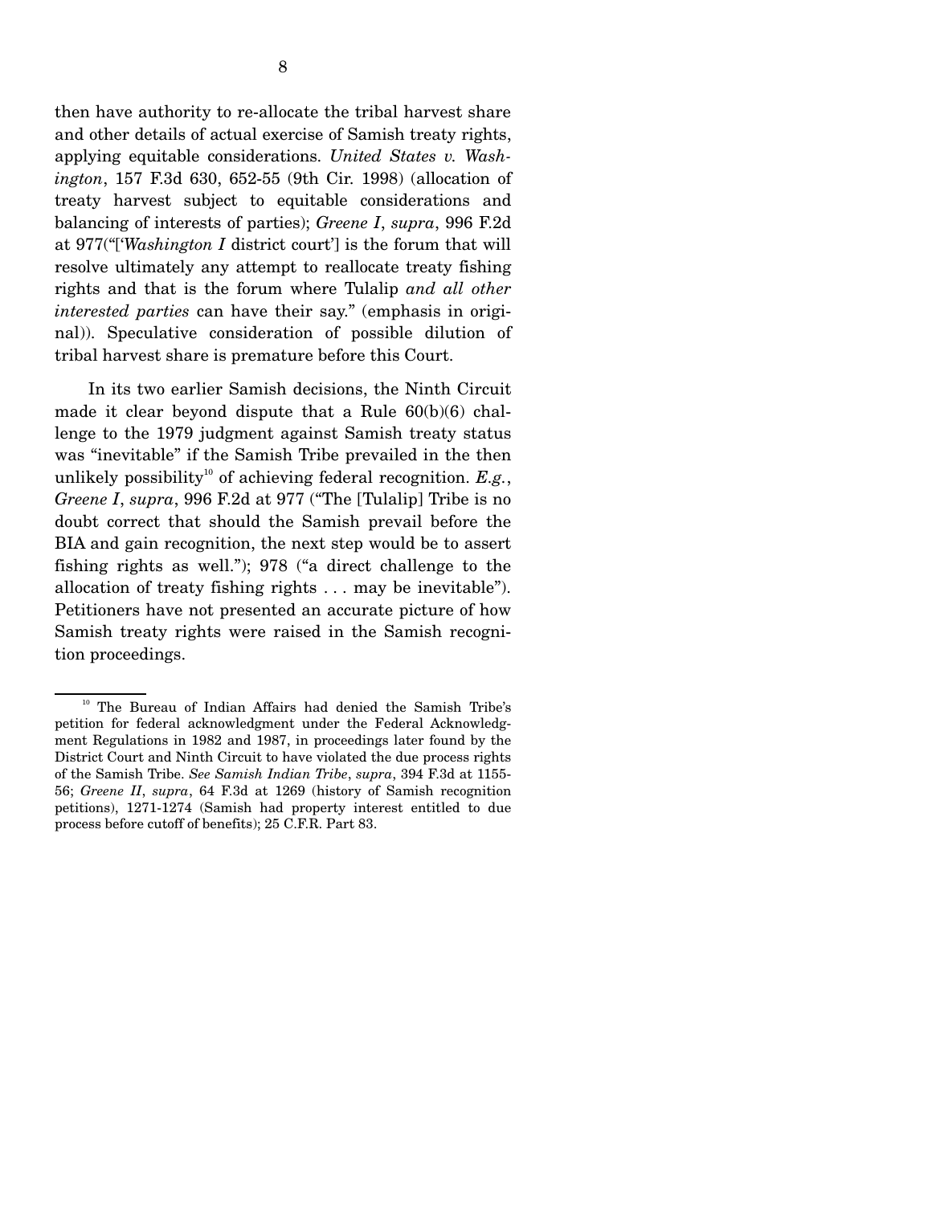then have authority to re-allocate the tribal harvest share and other details of actual exercise of Samish treaty rights, applying equitable considerations. *United States v. Washington*, 157 F.3d 630, 652-55 (9th Cir. 1998) (allocation of treaty harvest subject to equitable considerations and balancing of interests of parties); *Greene I*, *supra*, 996 F.2d at 977("['*Washington I* district court'] is the forum that will resolve ultimately any attempt to reallocate treaty fishing rights and that is the forum where Tulalip *and all other interested parties* can have their say." (emphasis in original)). Speculative consideration of possible dilution of tribal harvest share is premature before this Court.

In its two earlier Samish decisions, the Ninth Circuit made it clear beyond dispute that a Rule 60(b)(6) challenge to the 1979 judgment against Samish treaty status was "inevitable" if the Samish Tribe prevailed in the then unlikely possibility[10] of achieving federal recognition. *E.g.*, *Greene I*, *supra*, 996 F.2d at 977 ("The [Tulalip] Tribe is no doubt correct that should the Samish prevail before the BIA and gain recognition, the next step would be to assert fishing rights as well."); 978 ("a direct challenge to the allocation of treaty fishing rights . . . may be inevitable"). Petitioners have not presented an accurate picture of how Samish treaty rights were raised in the Samish recognition proceedings.

---

[10] The Bureau of Indian Affairs had denied the Samish Tribe's petition for federal acknowledgment under the Federal Acknowledgment Regulations in 1982 and 1987, in proceedings later found by the District Court and Ninth Circuit to have violated the due process rights of the Samish Tribe. *See Samish Indian Tribe*, *supra*, 394 F.3d at 1155-56; *Greene II*, *supra*, 64 F.3d at 1269 (history of Samish recognition petitions), 1271-1274 (Samish had property interest entitled to due process before cutoff of benefits); 25 C.F.R. Part 83.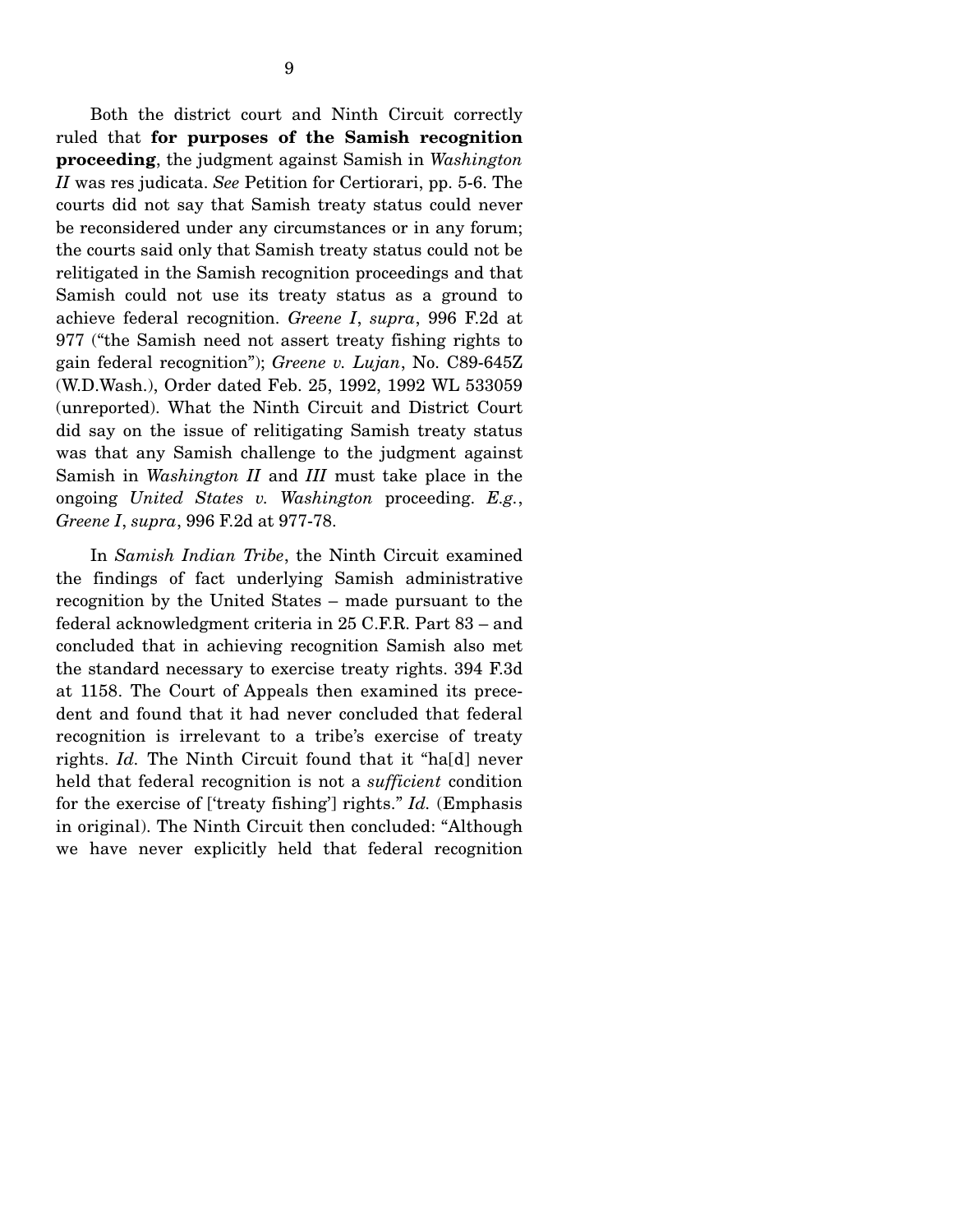Both the district court and Ninth Circuit correctly ruled that **for purposes of the Samish recognition proceeding**, the judgment against Samish in *Washington II* was res judicata. *See* Petition for Certiorari, pp. 5-6. The courts did not say that Samish treaty status could never be reconsidered under any circumstances or in any forum; the courts said only that Samish treaty status could not be relitigated in the Samish recognition proceedings and that Samish could not use its treaty status as a ground to achieve federal recognition. *Greene I*, *supra*, 996 F.2d at 977 ("the Samish need not assert treaty fishing rights to gain federal recognition"); *Greene v. Lujan*, No. C89-645Z (W.D.Wash.), Order dated Feb. 25, 1992, 1992 WL 533059 (unreported). What the Ninth Circuit and District Court did say on the issue of relitigating Samish treaty status was that any Samish challenge to the judgment against Samish in *Washington II* and *III* must take place in the ongoing *United States v. Washington* proceeding. *E.g.*, *Greene I*, *supra*, 996 F.2d at 977-78.

In *Samish Indian Tribe*, the Ninth Circuit examined the findings of fact underlying Samish administrative recognition by the United States – made pursuant to the federal acknowledgment criteria in 25 C.F.R. Part 83 – and concluded that in achieving recognition Samish also met the standard necessary to exercise treaty rights. 394 F.3d at 1158. The Court of Appeals then examined its precedent and found that it had never concluded that federal recognition is irrelevant to a tribe's exercise of treaty rights. *Id.* The Ninth Circuit found that it "ha[d] never held that federal recognition is not a *sufficient* condition for the exercise of ['treaty fishing'] rights." *Id.* (Emphasis in original). The Ninth Circuit then concluded: "Although we have never explicitly held that federal recognition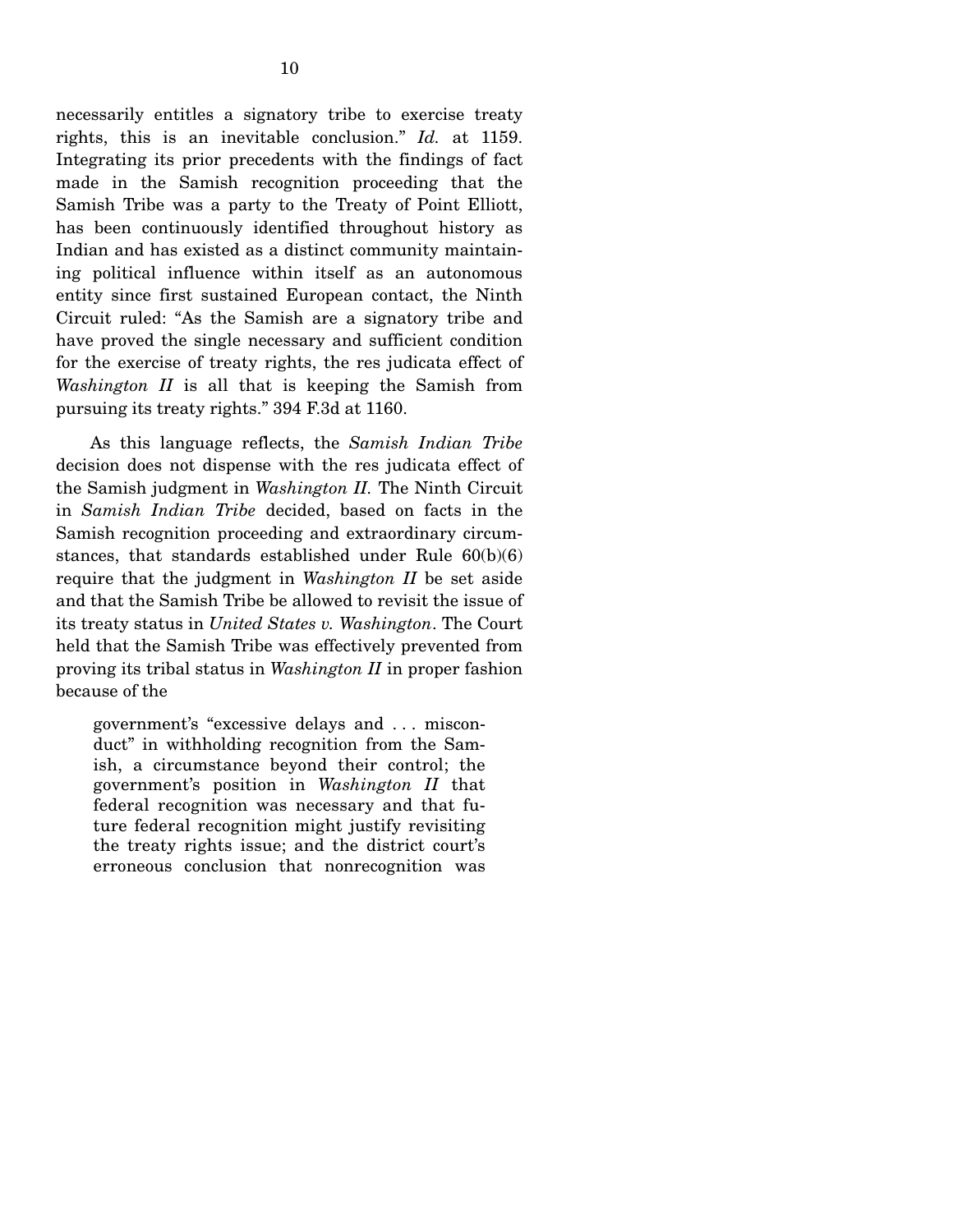necessarily entitles a signatory tribe to exercise treaty rights, this is an inevitable conclusion." *Id.* at 1159. Integrating its prior precedents with the findings of fact made in the Samish recognition proceeding that the Samish Tribe was a party to the Treaty of Point Elliott, has been continuously identified throughout history as Indian and has existed as a distinct community maintaining political influence within itself as an autonomous entity since first sustained European contact, the Ninth Circuit ruled: "As the Samish are a signatory tribe and have proved the single necessary and sufficient condition for the exercise of treaty rights, the res judicata effect of *Washington II* is all that is keeping the Samish from pursuing its treaty rights." 394 F.3d at 1160.

As this language reflects, the *Samish Indian Tribe* decision does not dispense with the res judicata effect of the Samish judgment in *Washington II.* The Ninth Circuit in *Samish Indian Tribe* decided, based on facts in the Samish recognition proceeding and extraordinary circumstances, that standards established under Rule 60(b)(6) require that the judgment in *Washington II* be set aside and that the Samish Tribe be allowed to revisit the issue of its treaty status in *United States v. Washington*. The Court held that the Samish Tribe was effectively prevented from proving its tribal status in *Washington II* in proper fashion because of the

> government's "excessive delays and . . . misconduct" in withholding recognition from the Samish, a circumstance beyond their control; the government's position in *Washington II* that federal recognition was necessary and that future federal recognition might justify revisiting the treaty rights issue; and the district court's erroneous conclusion that nonrecognition was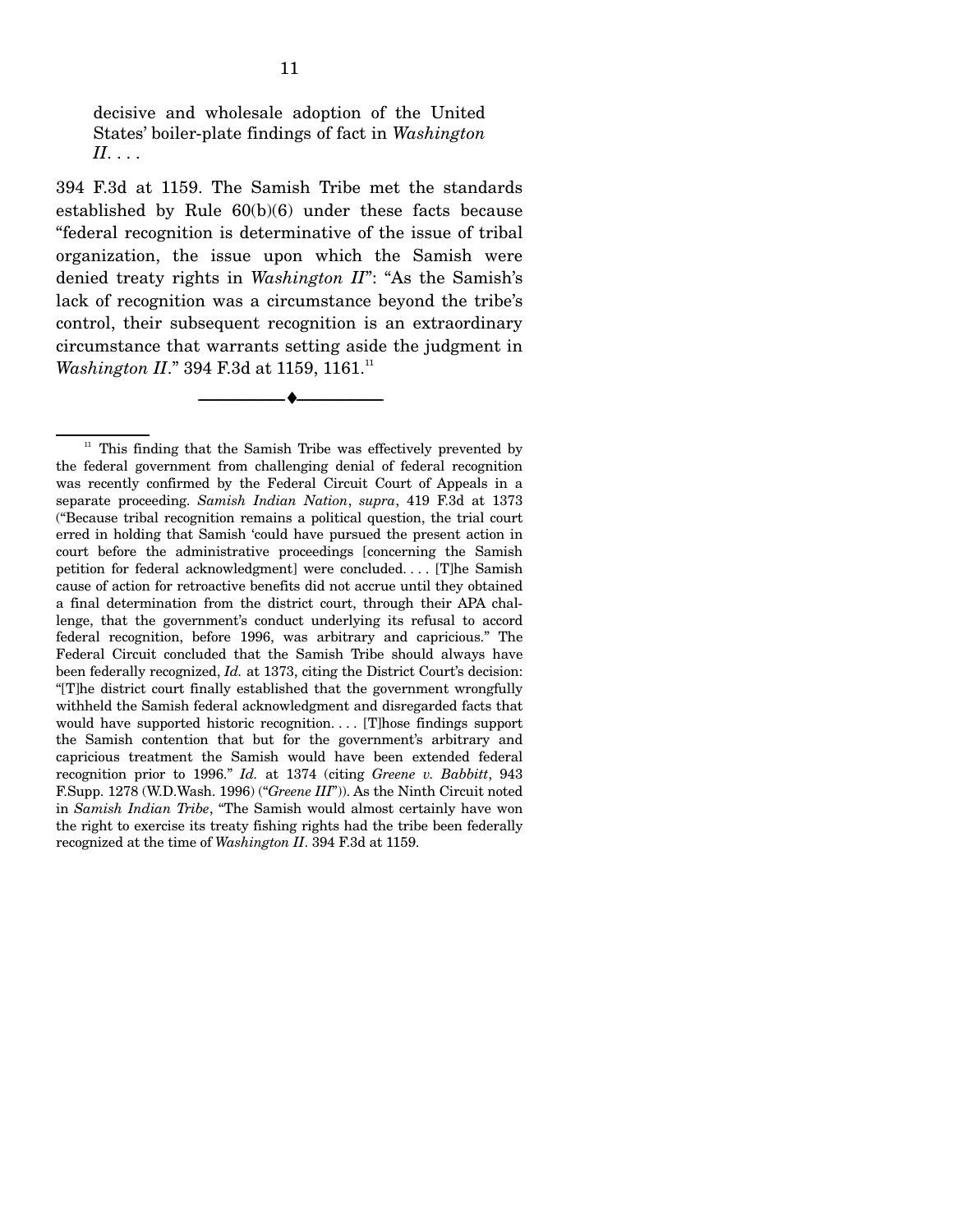> decisive and wholesale adoption of the United States' boiler-plate findings of fact in *Washington II*. . . .

394 F.3d at 1159. The Samish Tribe met the standards established by Rule 60(b)(6) under these facts because "federal recognition is determinative of the issue of tribal organization, the issue upon which the Samish were denied treaty rights in *Washington II*": "As the Samish's lack of recognition was a circumstance beyond the tribe's control, their subsequent recognition is an extraordinary circumstance that warrants setting aside the judgment in *Washington II*." 394 F.3d at 1159, 1161.[11]

---

[11] This finding that the Samish Tribe was effectively prevented by the federal government from challenging denial of federal recognition was recently confirmed by the Federal Circuit Court of Appeals in a separate proceeding. *Samish Indian Nation*, *supra*, 419 F.3d at 1373 ("Because tribal recognition remains a political question, the trial court erred in holding that Samish 'could have pursued the present action in court before the administrative proceedings [concerning the Samish petition for federal acknowledgment] were concluded. . . . [T]he Samish cause of action for retroactive benefits did not accrue until they obtained a final determination from the district court, through their APA challenge, that the government's conduct underlying its refusal to accord federal recognition, before 1996, was arbitrary and capricious." The Federal Circuit concluded that the Samish Tribe should always have been federally recognized, *Id.* at 1373, citing the District Court's decision: "[T]he district court finally established that the government wrongfully withheld the Samish federal acknowledgment and disregarded facts that would have supported historic recognition. . . . [T]hose findings support the Samish contention that but for the government's arbitrary and capricious treatment the Samish would have been extended federal recognition prior to 1996." *Id.* at 1374 (citing *Greene v. Babbitt*, 943 F.Supp. 1278 (W.D.Wash. 1996) ("*Greene III*")). As the Ninth Circuit noted in *Samish Indian Tribe*, "The Samish would almost certainly have won the right to exercise its treaty fishing rights had the tribe been federally recognized at the time of *Washington II*. 394 F.3d at 1159.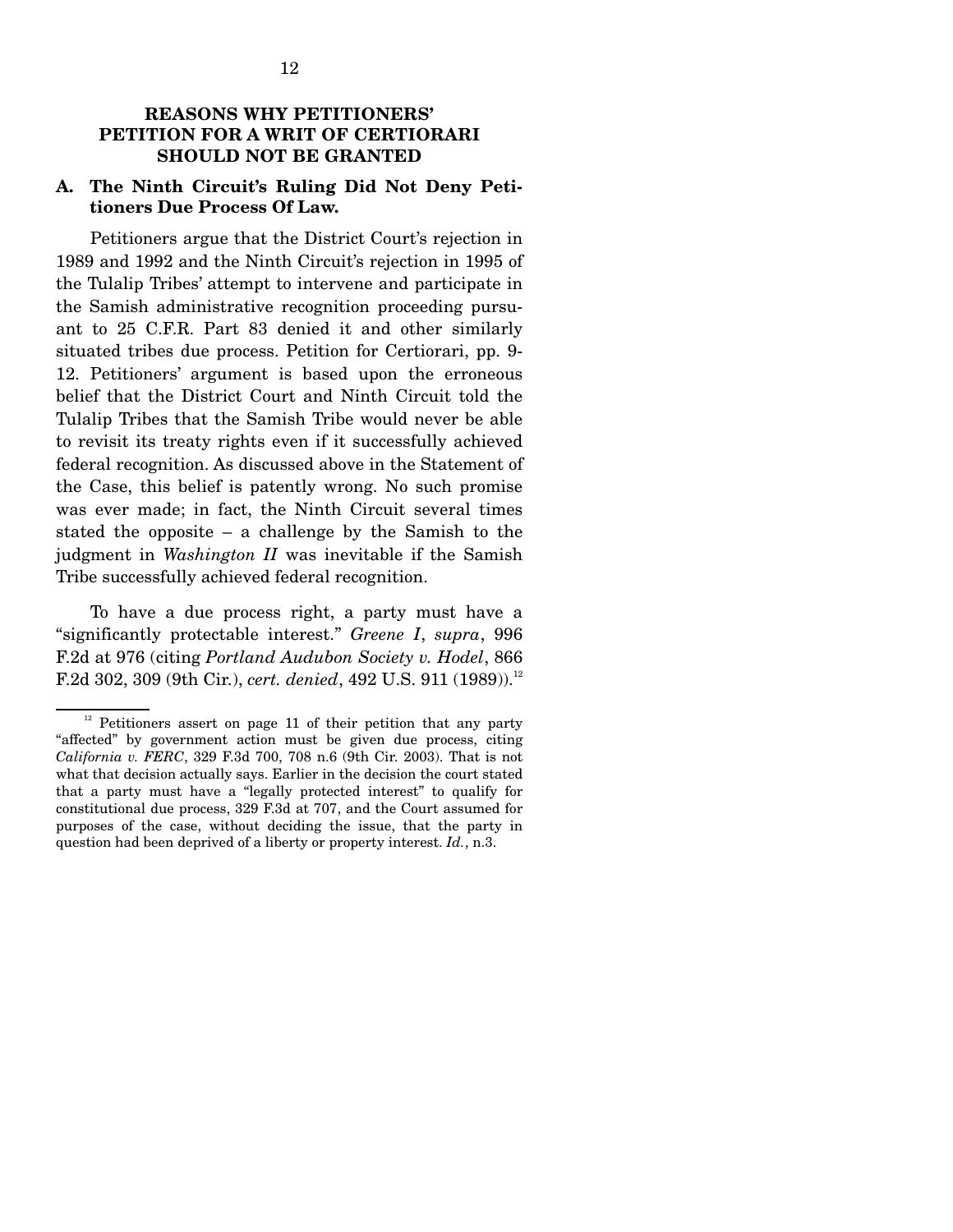## REASONS WHY PETITIONERS' PETITION FOR A WRIT OF CERTIORARI SHOULD NOT BE GRANTED

### A. The Ninth Circuit's Ruling Did Not Deny Petitioners Due Process Of Law.

Petitioners argue that the District Court's rejection in 1989 and 1992 and the Ninth Circuit's rejection in 1995 of the Tulalip Tribes' attempt to intervene and participate in the Samish administrative recognition proceeding pursuant to 25 C.F.R. Part 83 denied it and other similarly situated tribes due process. Petition for Certiorari, pp. 9-12. Petitioners' argument is based upon the erroneous belief that the District Court and Ninth Circuit told the Tulalip Tribes that the Samish Tribe would never be able to revisit its treaty rights even if it successfully achieved federal recognition. As discussed above in the Statement of the Case, this belief is patently wrong. No such promise was ever made; in fact, the Ninth Circuit several times stated the opposite – a challenge by the Samish to the judgment in *Washington II* was inevitable if the Samish Tribe successfully achieved federal recognition.

To have a due process right, a party must have a "significantly protectable interest." *Greene I*, *supra*, 996 F.2d at 976 (citing *Portland Audubon Society v. Hodel*, 866 F.2d 302, 309 (9th Cir.), *cert. denied*, 492 U.S. 911 (1989)).[12]

---

[12] Petitioners assert on page 11 of their petition that any party "affected" by government action must be given due process, citing *California v. FERC*, 329 F.3d 700, 708 n.6 (9th Cir. 2003). That is not what that decision actually says. Earlier in the decision the court stated that a party must have a "legally protected interest" to qualify for constitutional due process, 329 F.3d at 707, and the Court assumed for purposes of the case, without deciding the issue, that the party in question had been deprived of a liberty or property interest. *Id.*, n.3.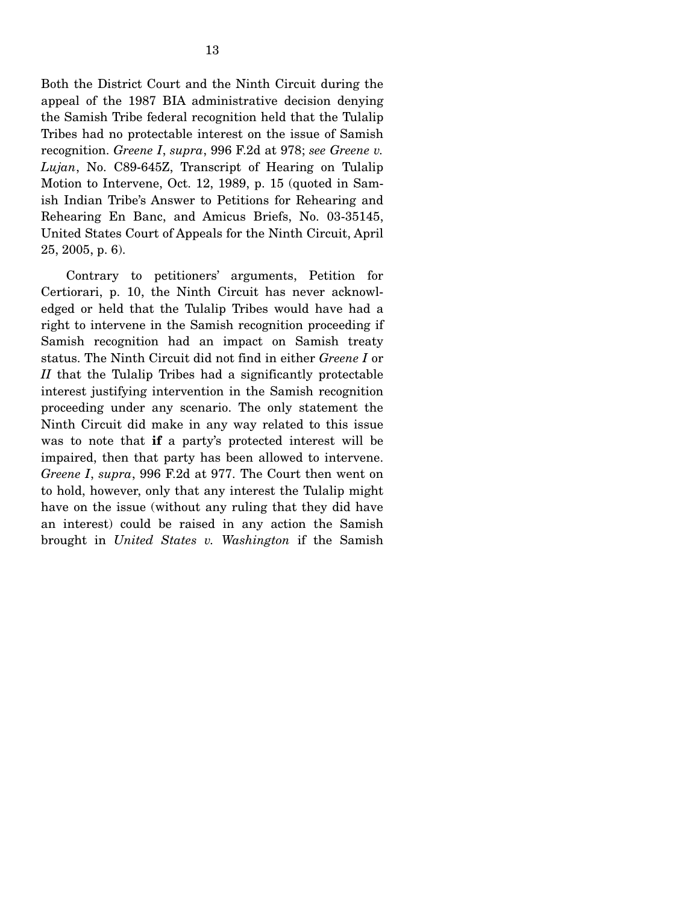Both the District Court and the Ninth Circuit during the appeal of the 1987 BIA administrative decision denying the Samish Tribe federal recognition held that the Tulalip Tribes had no protectable interest on the issue of Samish recognition. *Greene I*, *supra*, 996 F.2d at 978; *see Greene v. Lujan*, No. C89-645Z, Transcript of Hearing on Tulalip Motion to Intervene, Oct. 12, 1989, p. 15 (quoted in Samish Indian Tribe's Answer to Petitions for Rehearing and Rehearing En Banc, and Amicus Briefs, No. 03-35145, United States Court of Appeals for the Ninth Circuit, April 25, 2005, p. 6).

Contrary to petitioners' arguments, Petition for Certiorari, p. 10, the Ninth Circuit has never acknowledged or held that the Tulalip Tribes would have had a right to intervene in the Samish recognition proceeding if Samish recognition had an impact on Samish treaty status. The Ninth Circuit did not find in either *Greene I* or *II* that the Tulalip Tribes had a significantly protectable interest justifying intervention in the Samish recognition proceeding under any scenario. The only statement the Ninth Circuit did make in any way related to this issue was to note that **if** a party's protected interest will be impaired, then that party has been allowed to intervene. *Greene I*, *supra*, 996 F.2d at 977. The Court then went on to hold, however, only that any interest the Tulalip might have on the issue (without any ruling that they did have an interest) could be raised in any action the Samish brought in *United States v. Washington* if the Samish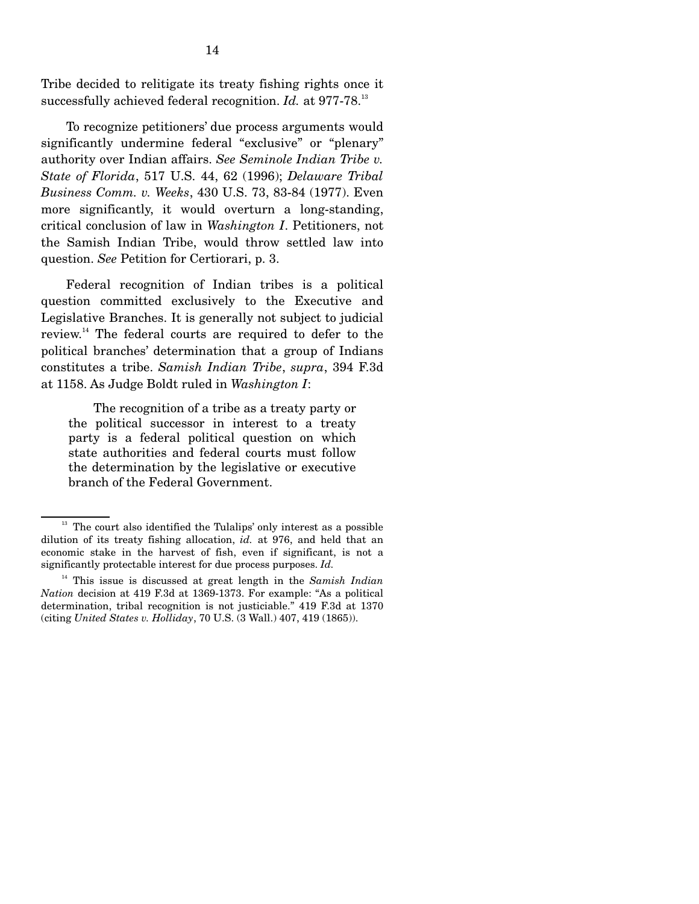Tribe decided to relitigate its treaty fishing rights once it successfully achieved federal recognition. *Id.* at 977-78.[13]

To recognize petitioners' due process arguments would significantly undermine federal "exclusive" or "plenary" authority over Indian affairs. *See Seminole Indian Tribe v. State of Florida*, 517 U.S. 44, 62 (1996); *Delaware Tribal Business Comm. v. Weeks*, 430 U.S. 73, 83-84 (1977). Even more significantly, it would overturn a long-standing, critical conclusion of law in *Washington I*. Petitioners, not the Samish Indian Tribe, would throw settled law into question. *See* Petition for Certiorari, p. 3.

Federal recognition of Indian tribes is a political question committed exclusively to the Executive and Legislative Branches. It is generally not subject to judicial review.[14] The federal courts are required to defer to the political branches' determination that a group of Indians constitutes a tribe. *Samish Indian Tribe*, *supra*, 394 F.3d at 1158. As Judge Boldt ruled in *Washington I*:

> The recognition of a tribe as a treaty party or the political successor in interest to a treaty party is a federal political question on which state authorities and federal courts must follow the determination by the legislative or executive branch of the Federal Government.

---

[13] The court also identified the Tulalips' only interest as a possible dilution of its treaty fishing allocation, *id.* at 976, and held that an economic stake in the harvest of fish, even if significant, is not a significantly protectable interest for due process purposes. *Id.*

[14] This issue is discussed at great length in the *Samish Indian Nation* decision at 419 F.3d at 1369-1373. For example: "As a political determination, tribal recognition is not justiciable." 419 F.3d at 1370 (citing *United States v. Holliday*, 70 U.S. (3 Wall.) 407, 419 (1865)).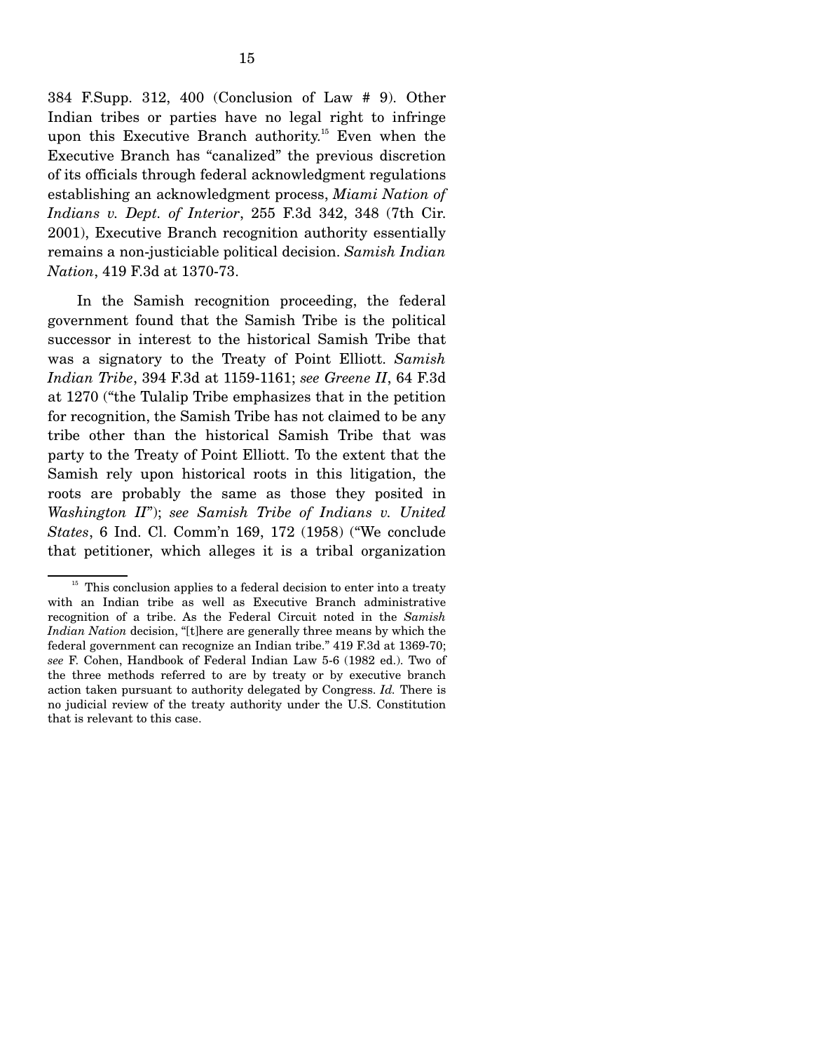384 F.Supp. 312, 400 (Conclusion of Law # 9). Other Indian tribes or parties have no legal right to infringe upon this Executive Branch authority.[15] Even when the Executive Branch has "canalized" the previous discretion of its officials through federal acknowledgment regulations establishing an acknowledgment process, *Miami Nation of Indians v. Dept. of Interior*, 255 F.3d 342, 348 (7th Cir. 2001), Executive Branch recognition authority essentially remains a non-justiciable political decision. *Samish Indian Nation*, 419 F.3d at 1370-73.

In the Samish recognition proceeding, the federal government found that the Samish Tribe is the political successor in interest to the historical Samish Tribe that was a signatory to the Treaty of Point Elliott. *Samish Indian Tribe*, 394 F.3d at 1159-1161; *see Greene II*, 64 F.3d at 1270 ("the Tulalip Tribe emphasizes that in the petition for recognition, the Samish Tribe has not claimed to be any tribe other than the historical Samish Tribe that was party to the Treaty of Point Elliott. To the extent that the Samish rely upon historical roots in this litigation, the roots are probably the same as those they posited in *Washington II*"); *see Samish Tribe of Indians v. United States*, 6 Ind. Cl. Comm'n 169, 172 (1958) ("We conclude that petitioner, which alleges it is a tribal organization

---

[15] This conclusion applies to a federal decision to enter into a treaty with an Indian tribe as well as Executive Branch administrative recognition of a tribe. As the Federal Circuit noted in the *Samish Indian Nation* decision, "[t]here are generally three means by which the federal government can recognize an Indian tribe." 419 F.3d at 1369-70; *see* F. Cohen, Handbook of Federal Indian Law 5-6 (1982 ed.). Two of the three methods referred to are by treaty or by executive branch action taken pursuant to authority delegated by Congress. *Id.* There is no judicial review of the treaty authority under the U.S. Constitution that is relevant to this case.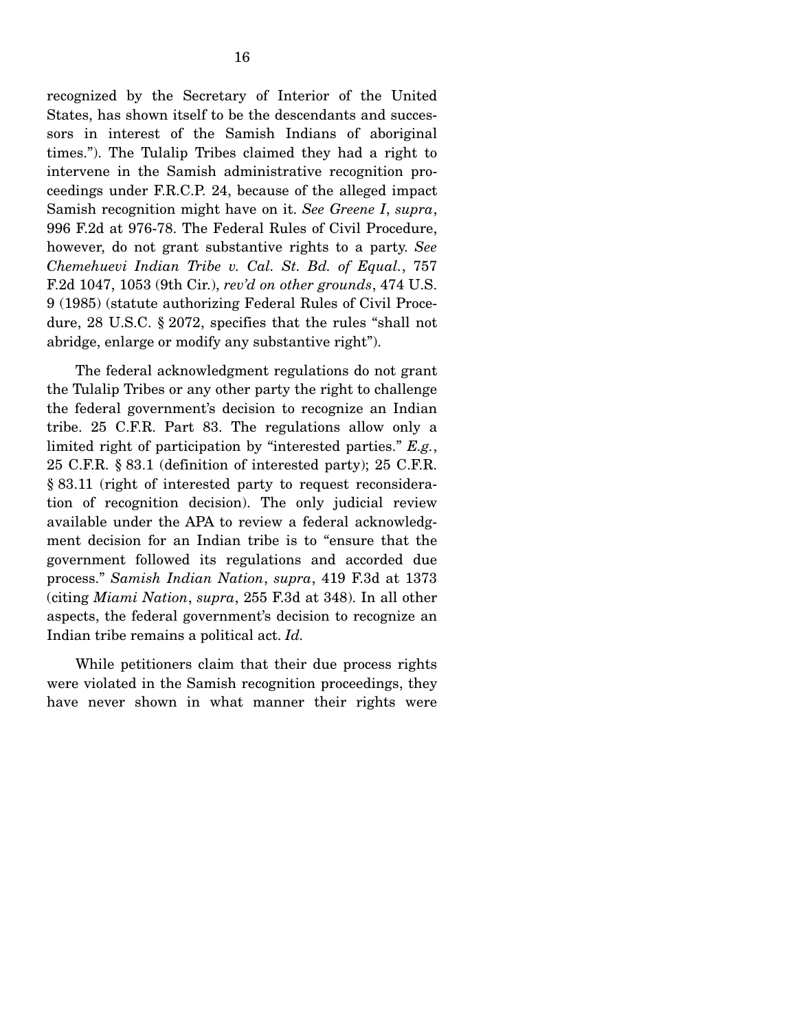recognized by the Secretary of Interior of the United States, has shown itself to be the descendants and successors in interest of the Samish Indians of aboriginal times."). The Tulalip Tribes claimed they had a right to intervene in the Samish administrative recognition proceedings under F.R.C.P. 24, because of the alleged impact Samish recognition might have on it. *See Greene I*, *supra*, 996 F.2d at 976-78. The Federal Rules of Civil Procedure, however, do not grant substantive rights to a party. *See Chemehuevi Indian Tribe v. Cal. St. Bd. of Equal.*, 757 F.2d 1047, 1053 (9th Cir.), *rev'd on other grounds*, 474 U.S. 9 (1985) (statute authorizing Federal Rules of Civil Procedure, 28 U.S.C. § 2072, specifies that the rules "shall not abridge, enlarge or modify any substantive right").

The federal acknowledgment regulations do not grant the Tulalip Tribes or any other party the right to challenge the federal government's decision to recognize an Indian tribe. 25 C.F.R. Part 83. The regulations allow only a limited right of participation by "interested parties." *E.g.*, 25 C.F.R. § 83.1 (definition of interested party); 25 C.F.R. § 83.11 (right of interested party to request reconsideration of recognition decision). The only judicial review available under the APA to review a federal acknowledgment decision for an Indian tribe is to "ensure that the government followed its regulations and accorded due process." *Samish Indian Nation*, *supra*, 419 F.3d at 1373 (citing *Miami Nation*, *supra*, 255 F.3d at 348). In all other aspects, the federal government's decision to recognize an Indian tribe remains a political act. *Id.*

While petitioners claim that their due process rights were violated in the Samish recognition proceedings, they have never shown in what manner their rights were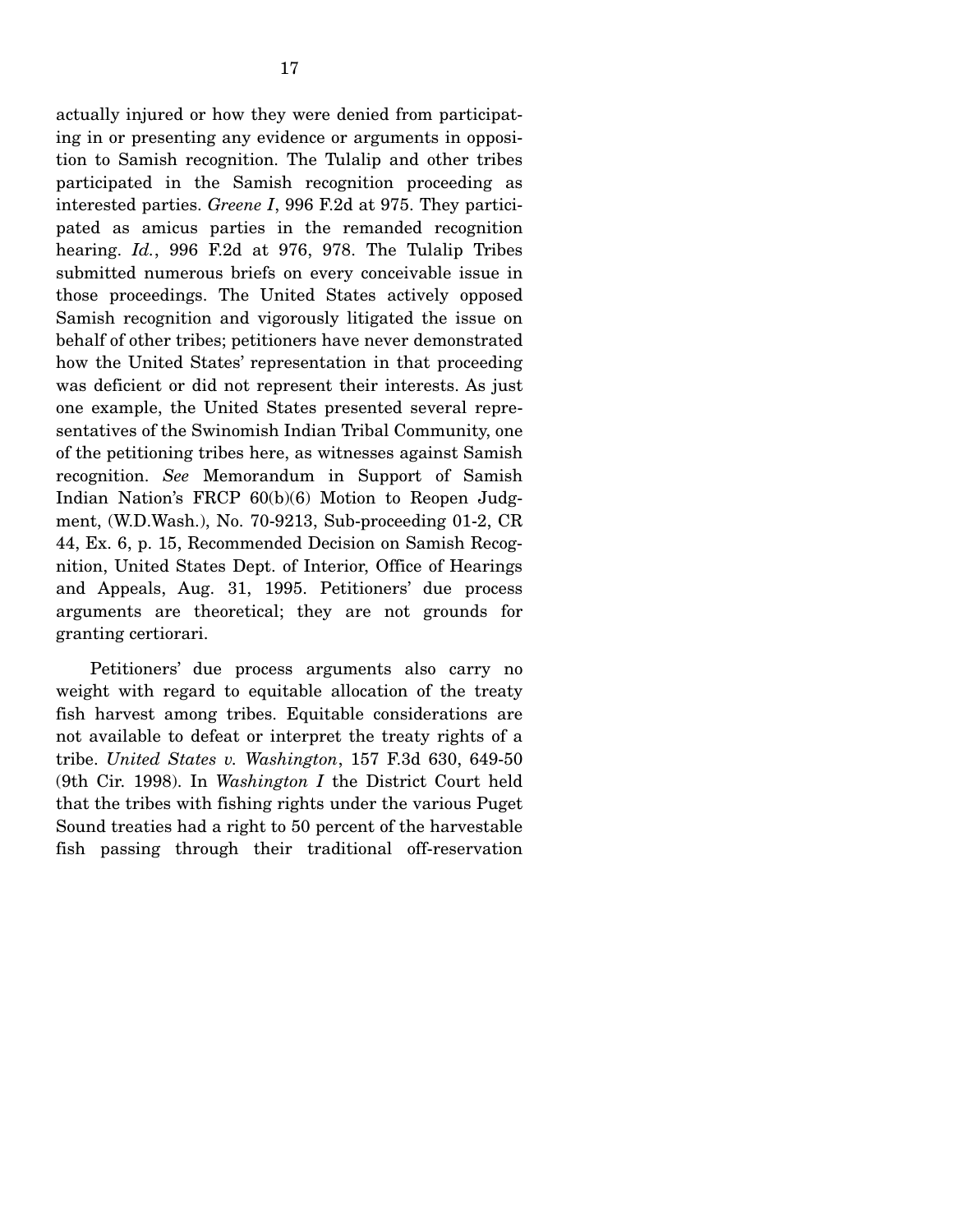actually injured or how they were denied from participating in or presenting any evidence or arguments in opposition to Samish recognition. The Tulalip and other tribes participated in the Samish recognition proceeding as interested parties. *Greene I*, 996 F.2d at 975. They participated as amicus parties in the remanded recognition hearing. *Id.*, 996 F.2d at 976, 978. The Tulalip Tribes submitted numerous briefs on every conceivable issue in those proceedings. The United States actively opposed Samish recognition and vigorously litigated the issue on behalf of other tribes; petitioners have never demonstrated how the United States' representation in that proceeding was deficient or did not represent their interests. As just one example, the United States presented several representatives of the Swinomish Indian Tribal Community, one of the petitioning tribes here, as witnesses against Samish recognition. *See* Memorandum in Support of Samish Indian Nation's FRCP 60(b)(6) Motion to Reopen Judgment, (W.D.Wash.), No. 70-9213, Sub-proceeding 01-2, CR 44, Ex. 6, p. 15, Recommended Decision on Samish Recognition, United States Dept. of Interior, Office of Hearings and Appeals, Aug. 31, 1995. Petitioners' due process arguments are theoretical; they are not grounds for granting certiorari.

Petitioners' due process arguments also carry no weight with regard to equitable allocation of the treaty fish harvest among tribes. Equitable considerations are not available to defeat or interpret the treaty rights of a tribe. *United States v. Washington*, 157 F.3d 630, 649-50 (9th Cir. 1998). In *Washington I* the District Court held that the tribes with fishing rights under the various Puget Sound treaties had a right to 50 percent of the harvestable fish passing through their traditional off-reservation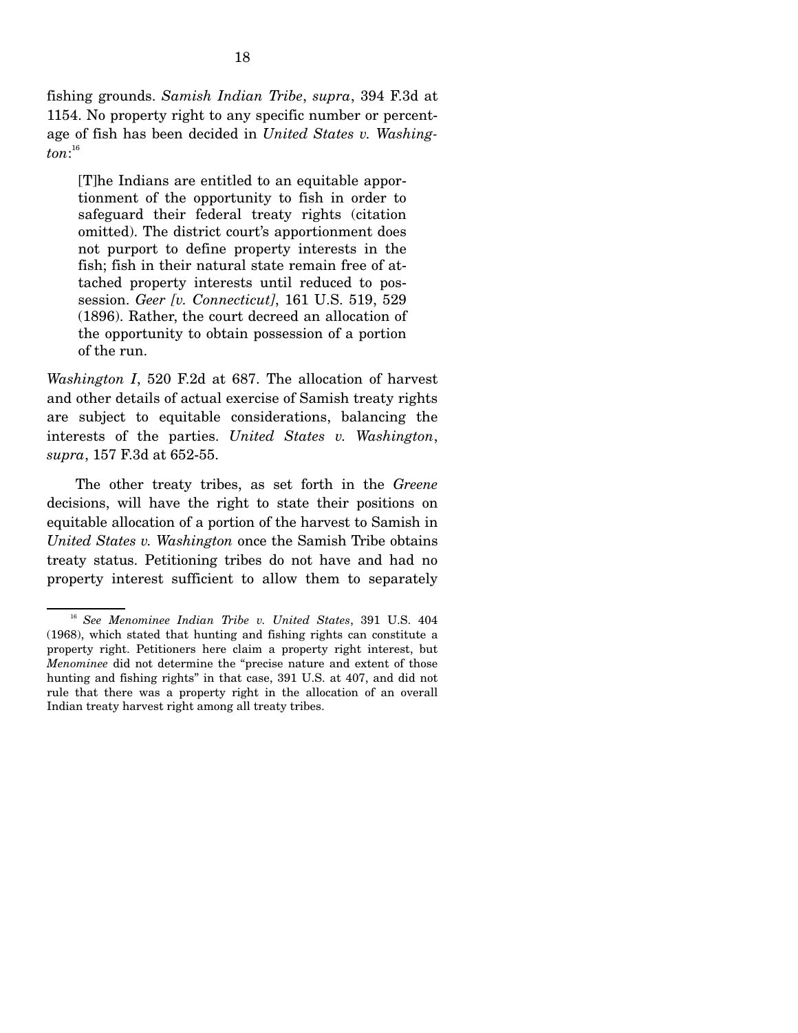fishing grounds. *Samish Indian Tribe*, *supra*, 394 F.3d at 1154. No property right to any specific number or percentage of fish has been decided in *United States v. Washington*:[16]

> [T]he Indians are entitled to an equitable apportionment of the opportunity to fish in order to safeguard their federal treaty rights (citation omitted). The district court's apportionment does not purport to define property interests in the fish; fish in their natural state remain free of attached property interests until reduced to possession. *Geer [v. Connecticut]*, 161 U.S. 519, 529 (1896). Rather, the court decreed an allocation of the opportunity to obtain possession of a portion of the run.

*Washington I*, 520 F.2d at 687. The allocation of harvest and other details of actual exercise of Samish treaty rights are subject to equitable considerations, balancing the interests of the parties. *United States v. Washington*, *supra*, 157 F.3d at 652-55.

The other treaty tribes, as set forth in the *Greene* decisions, will have the right to state their positions on equitable allocation of a portion of the harvest to Samish in *United States v. Washington* once the Samish Tribe obtains treaty status. Petitioning tribes do not have and had no property interest sufficient to allow them to separately

---

[16] *See Menominee Indian Tribe v. United States*, 391 U.S. 404 (1968), which stated that hunting and fishing rights can constitute a property right. Petitioners here claim a property right interest, but *Menominee* did not determine the "precise nature and extent of those hunting and fishing rights" in that case, 391 U.S. at 407, and did not rule that there was a property right in the allocation of an overall Indian treaty harvest right among all treaty tribes.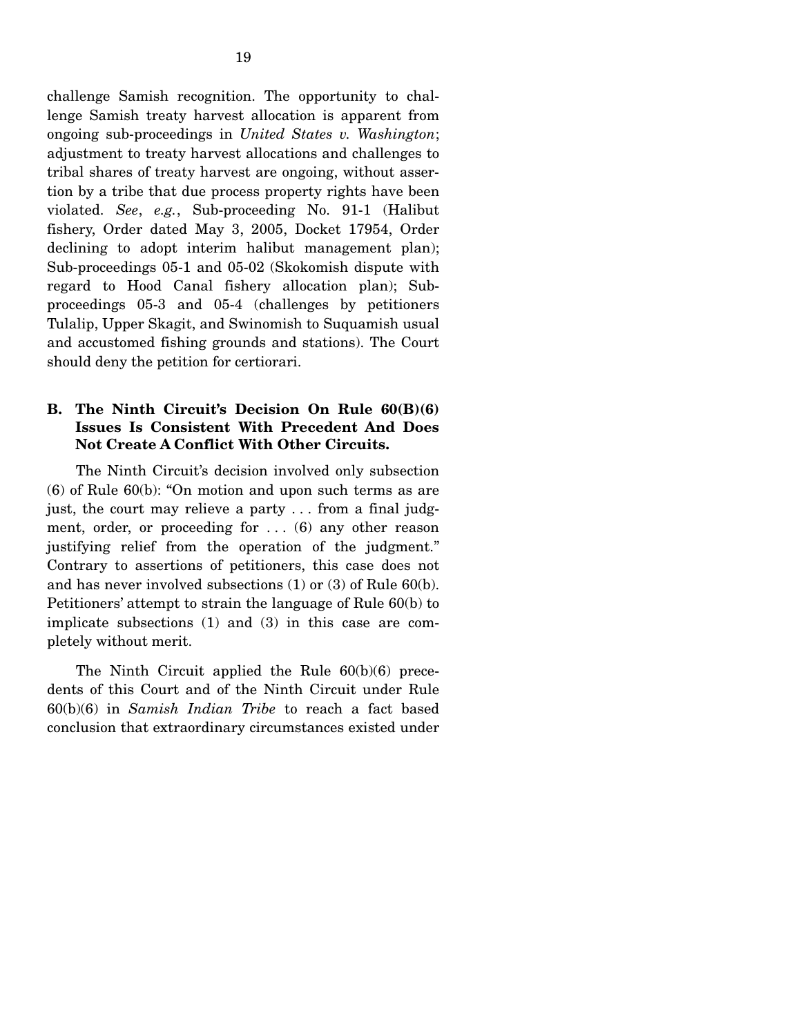challenge Samish recognition. The opportunity to challenge Samish treaty harvest allocation is apparent from ongoing sub-proceedings in *United States v. Washington*; adjustment to treaty harvest allocations and challenges to tribal shares of treaty harvest are ongoing, without assertion by a tribe that due process property rights have been violated. *See*, *e.g.*, Sub-proceeding No. 91-1 (Halibut fishery, Order dated May 3, 2005, Docket 17954, Order declining to adopt interim halibut management plan); Sub-proceedings 05-1 and 05-02 (Skokomish dispute with regard to Hood Canal fishery allocation plan); Sub-proceedings 05-3 and 05-4 (challenges by petitioners Tulalip, Upper Skagit, and Swinomish to Suquamish usual and accustomed fishing grounds and stations). The Court should deny the petition for certiorari.

### B. The Ninth Circuit's Decision On Rule 60(B)(6) Issues Is Consistent With Precedent And Does Not Create A Conflict With Other Circuits.

The Ninth Circuit's decision involved only subsection (6) of Rule 60(b): "On motion and upon such terms as are just, the court may relieve a party . . . from a final judgment, order, or proceeding for . . . (6) any other reason justifying relief from the operation of the judgment." Contrary to assertions of petitioners, this case does not and has never involved subsections (1) or (3) of Rule 60(b). Petitioners' attempt to strain the language of Rule 60(b) to implicate subsections (1) and (3) in this case are completely without merit.

The Ninth Circuit applied the Rule 60(b)(6) precedents of this Court and of the Ninth Circuit under Rule 60(b)(6) in *Samish Indian Tribe* to reach a fact based conclusion that extraordinary circumstances existed under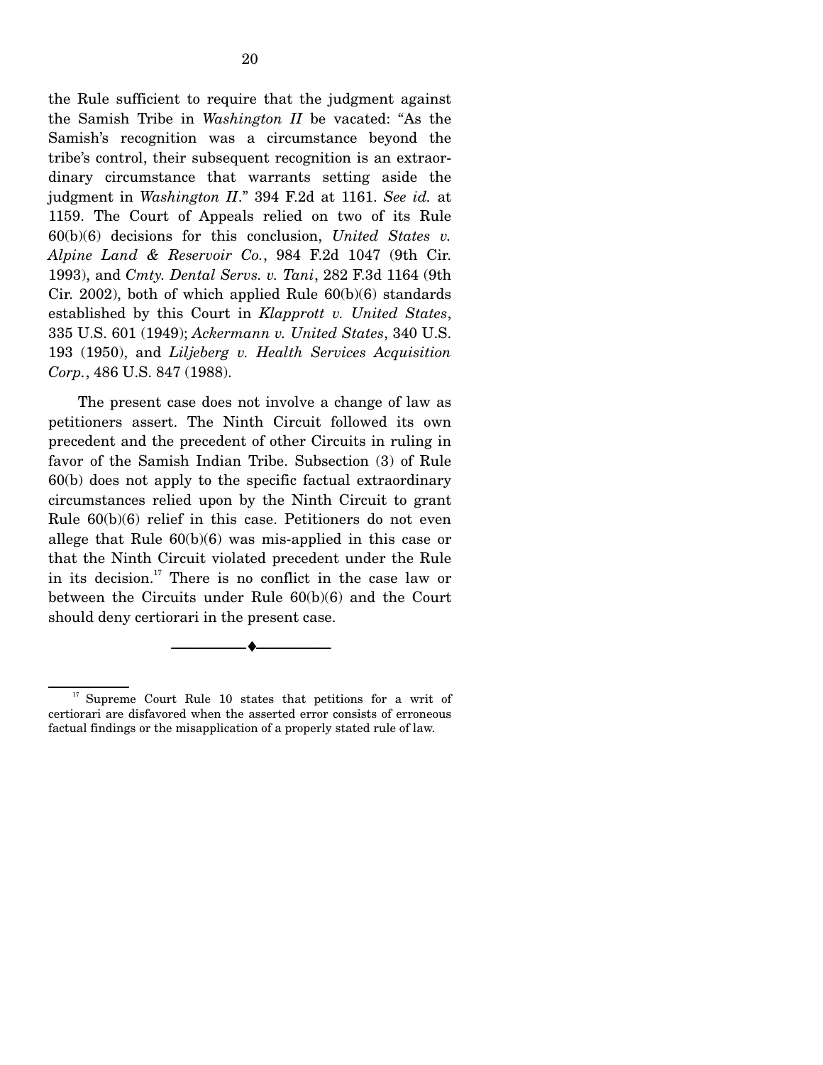the Rule sufficient to require that the judgment against the Samish Tribe in *Washington II* be vacated: "As the Samish's recognition was a circumstance beyond the tribe's control, their subsequent recognition is an extraordinary circumstance that warrants setting aside the judgment in *Washington II*." 394 F.2d at 1161. *See id.* at 1159. The Court of Appeals relied on two of its Rule 60(b)(6) decisions for this conclusion, *United States v. Alpine Land & Reservoir Co.*, 984 F.2d 1047 (9th Cir. 1993), and *Cmty. Dental Servs. v. Tani*, 282 F.3d 1164 (9th Cir. 2002), both of which applied Rule 60(b)(6) standards established by this Court in *Klapprott v. United States*, 335 U.S. 601 (1949); *Ackermann v. United States*, 340 U.S. 193 (1950), and *Liljeberg v. Health Services Acquisition Corp.*, 486 U.S. 847 (1988).

The present case does not involve a change of law as petitioners assert. The Ninth Circuit followed its own precedent and the precedent of other Circuits in ruling in favor of the Samish Indian Tribe. Subsection (3) of Rule 60(b) does not apply to the specific factual extraordinary circumstances relied upon by the Ninth Circuit to grant Rule 60(b)(6) relief in this case. Petitioners do not even allege that Rule 60(b)(6) was mis-applied in this case or that the Ninth Circuit violated precedent under the Rule in its decision.[17] There is no conflict in the case law or between the Circuits under Rule 60(b)(6) and the Court should deny certiorari in the present case.

---

[17] Supreme Court Rule 10 states that petitions for a writ of certiorari are disfavored when the asserted error consists of erroneous factual findings or the misapplication of a properly stated rule of law.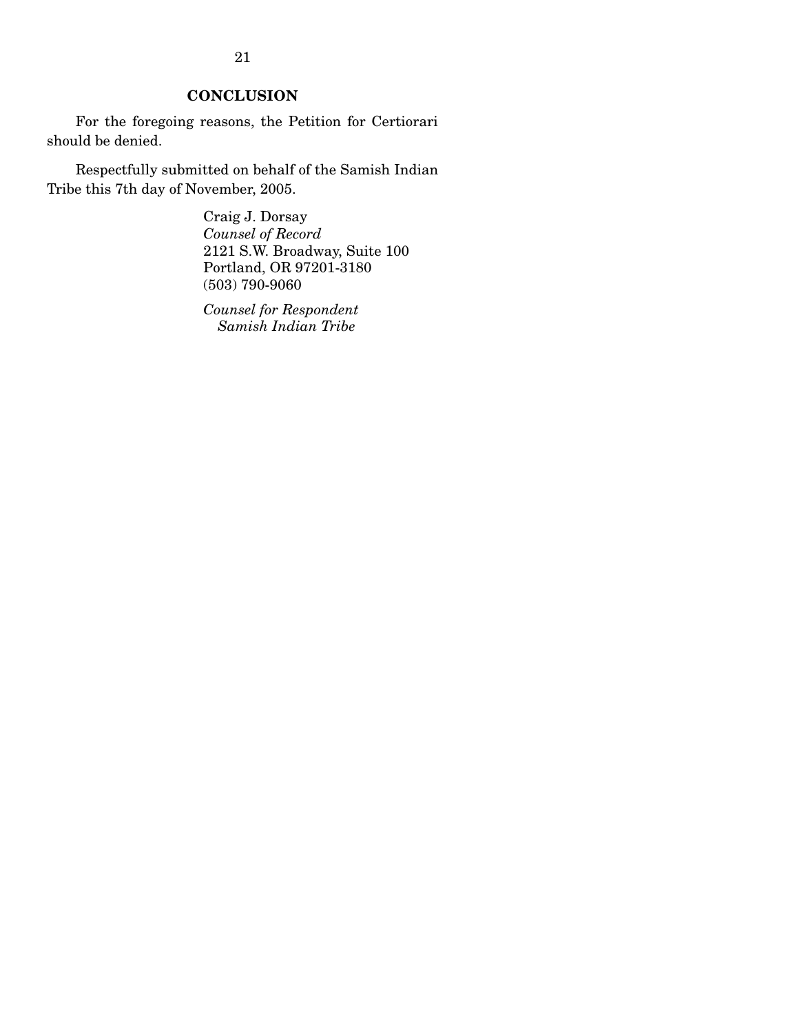## CONCLUSION

For the foregoing reasons, the Petition for Certiorari should be denied.

Respectfully submitted on behalf of the Samish Indian Tribe this 7th day of November, 2005.

Craig J. Dorsay
*Counsel of Record*
2121 S.W. Broadway, Suite 100
Portland, OR 97201-3180
(503) 790-9060

*Counsel for Respondent Samish Indian Tribe*